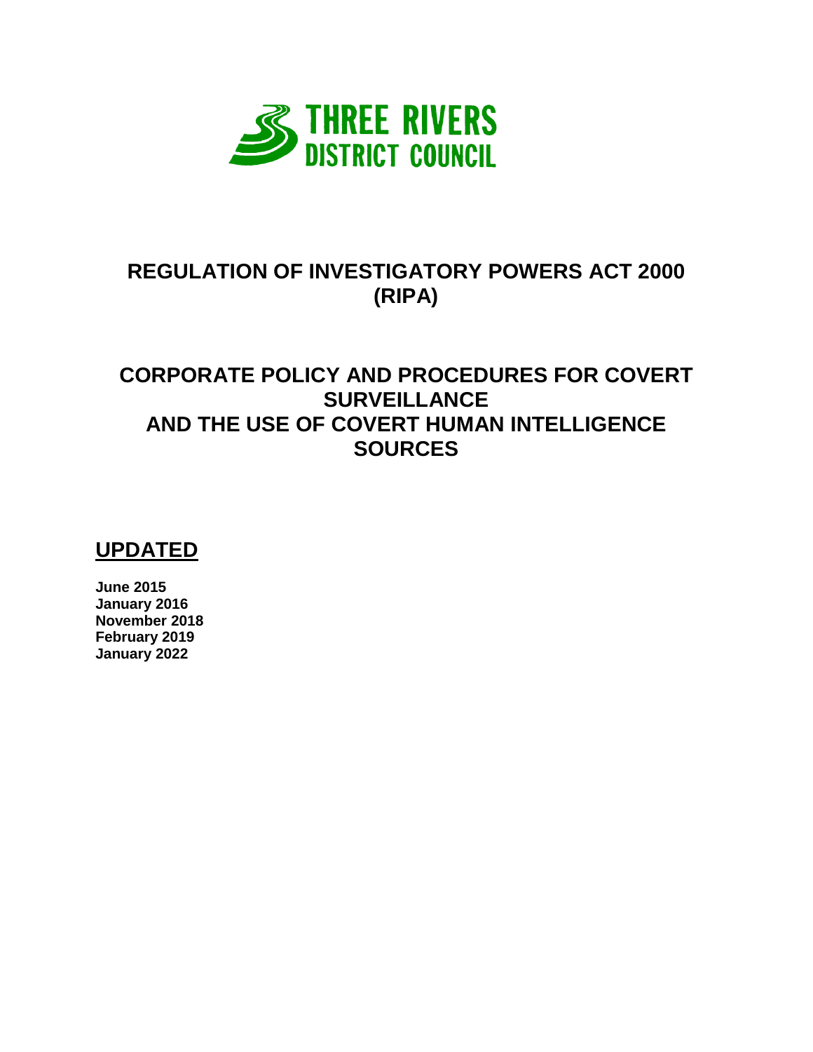THREE RIVERS DISTRICT COUNCIL

# REGULATION OF INVESTIGATORY POWERS ACT 2000 (RIPA)

# CORPORATE POLICY AND PROCEDURES FOR COVERT SURVEILLANCE AND THE USE OF COVERT HUMAN INTELLIGENCE SOURCES

## UPDATED

**June 2015**
**January 2016**
**November 2018**
**February 2019**
**January 2022**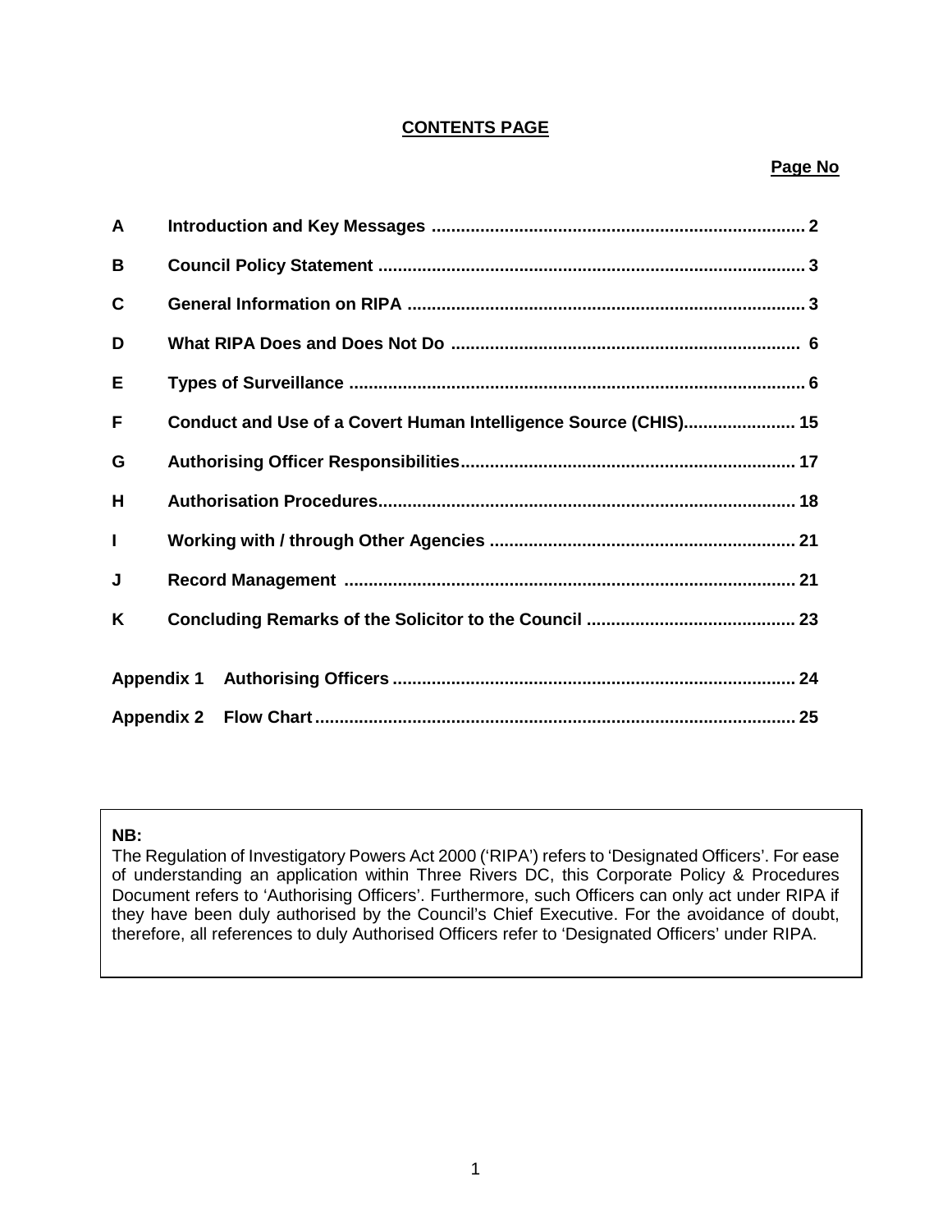## CONTENTS PAGE

| | | Page No |
|---|---|---|
| **A** | **Introduction and Key Messages** | **2** |
| **B** | **Council Policy Statement** | **3** |
| **C** | **General Information on RIPA** | **3** |
| **D** | **What RIPA Does and Does Not Do** | **6** |
| **E** | **Types of Surveillance** | **6** |
| **F** | **Conduct and Use of a Covert Human Intelligence Source (CHIS)** | **15** |
| **G** | **Authorising Officer Responsibilities** | **17** |
| **H** | **Authorisation Procedures** | **18** |
| **I** | **Working with / through Other Agencies** | **21** |
| **J** | **Record Management** | **21** |
| **K** | **Concluding Remarks of the Solicitor to the Council** | **23** |
| **Appendix 1** | **Authorising Officers** | **24** |
| **Appendix 2** | **Flow Chart** | **25** |

**NB:**
The Regulation of Investigatory Powers Act 2000 ('RIPA') refers to 'Designated Officers'. For ease of understanding an application within Three Rivers DC, this Corporate Policy & Procedures Document refers to 'Authorising Officers'. Furthermore, such Officers can only act under RIPA if they have been duly authorised by the Council's Chief Executive. For the avoidance of doubt, therefore, all references to duly Authorised Officers refer to 'Designated Officers' under RIPA.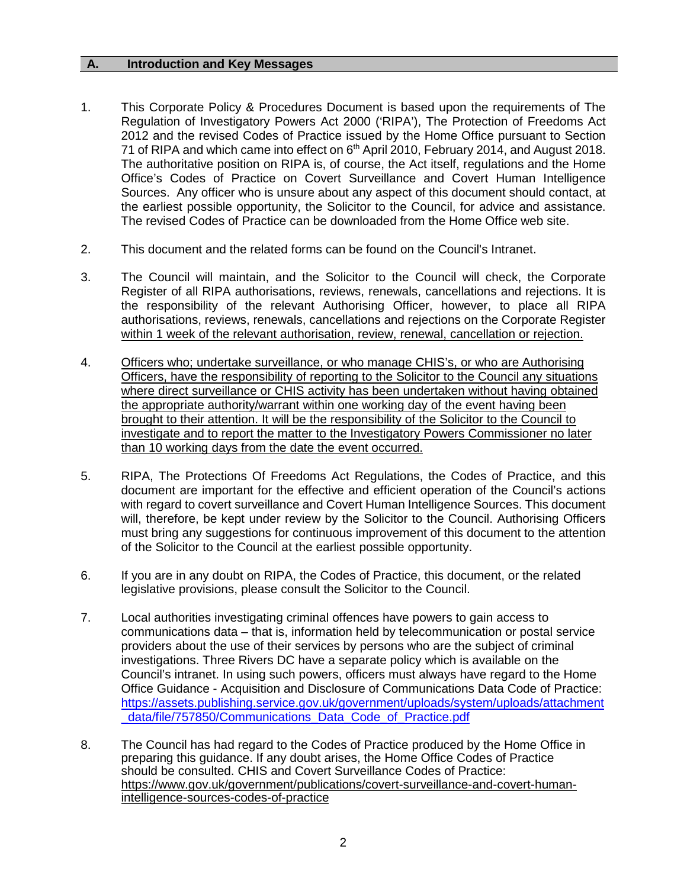## A. Introduction and Key Messages

1. This Corporate Policy & Procedures Document is based upon the requirements of The Regulation of Investigatory Powers Act 2000 ('RIPA'), The Protection of Freedoms Act 2012 and the revised Codes of Practice issued by the Home Office pursuant to Section 71 of RIPA and which came into effect on 6th April 2010, February 2014, and August 2018. The authoritative position on RIPA is, of course, the Act itself, regulations and the Home Office's Codes of Practice on Covert Surveillance and Covert Human Intelligence Sources. Any officer who is unsure about any aspect of this document should contact, at the earliest possible opportunity, the Solicitor to the Council, for advice and assistance. The revised Codes of Practice can be downloaded from the Home Office web site.

2. This document and the related forms can be found on the Council's Intranet.

3. The Council will maintain, and the Solicitor to the Council will check, the Corporate Register of all RIPA authorisations, reviews, renewals, cancellations and rejections. It is the responsibility of the relevant Authorising Officer, however, to place all RIPA authorisations, reviews, renewals, cancellations and rejections on the Corporate Register <u>within 1 week of the relevant authorisation, review, renewal, cancellation or rejection.</u>

4. <u>Officers who; undertake surveillance, or who manage CHIS's, or who are Authorising Officers, have the responsibility of reporting to the Solicitor to the Council any situations where direct surveillance or CHIS activity has been undertaken without having obtained the appropriate authority/warrant within one working day of the event having been brought to their attention. It will be the responsibility of the Solicitor to the Council to investigate and to report the matter to the Investigatory Powers Commissioner no later than 10 working days from the date the event occurred.</u>

5. RIPA, The Protections Of Freedoms Act Regulations, the Codes of Practice, and this document are important for the effective and efficient operation of the Council's actions with regard to covert surveillance and Covert Human Intelligence Sources. This document will, therefore, be kept under review by the Solicitor to the Council. Authorising Officers must bring any suggestions for continuous improvement of this document to the attention of the Solicitor to the Council at the earliest possible opportunity.

6. If you are in any doubt on RIPA, the Codes of Practice, this document, or the related legislative provisions, please consult the Solicitor to the Council.

7. Local authorities investigating criminal offences have powers to gain access to communications data – that is, information held by telecommunication or postal service providers about the use of their services by persons who are the subject of criminal investigations. Three Rivers DC have a separate policy which is available on the Council's intranet. In using such powers, officers must always have regard to the Home Office Guidance - Acquisition and Disclosure of Communications Data Code of Practice: https://assets.publishing.service.gov.uk/government/uploads/system/uploads/attachment_data/file/757850/Communications_Data_Code_of_Practice.pdf

8. The Council has had regard to the Codes of Practice produced by the Home Office in preparing this guidance. If any doubt arises, the Home Office Codes of Practice should be consulted. CHIS and Covert Surveillance Codes of Practice: https://www.gov.uk/government/publications/covert-surveillance-and-covert-human-intelligence-sources-codes-of-practice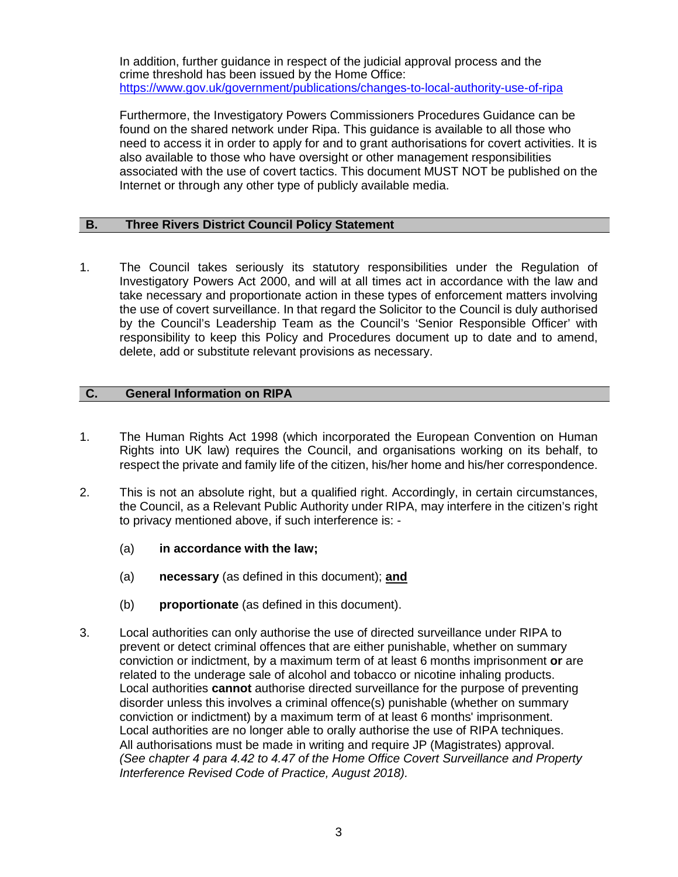In addition, further guidance in respect of the judicial approval process and the crime threshold has been issued by the Home Office: https://www.gov.uk/government/publications/changes-to-local-authority-use-of-ripa

Furthermore, the Investigatory Powers Commissioners Procedures Guidance can be found on the shared network under Ripa. This guidance is available to all those who need to access it in order to apply for and to grant authorisations for covert activities. It is also available to those who have oversight or other management responsibilities associated with the use of covert tactics. This document MUST NOT be published on the Internet or through any other type of publicly available media.

## B. Three Rivers District Council Policy Statement

1. The Council takes seriously its statutory responsibilities under the Regulation of Investigatory Powers Act 2000, and will at all times act in accordance with the law and take necessary and proportionate action in these types of enforcement matters involving the use of covert surveillance. In that regard the Solicitor to the Council is duly authorised by the Council's Leadership Team as the Council's 'Senior Responsible Officer' with responsibility to keep this Policy and Procedures document up to date and to amend, delete, add or substitute relevant provisions as necessary.

## C. General Information on RIPA

1. The Human Rights Act 1998 (which incorporated the European Convention on Human Rights into UK law) requires the Council, and organisations working on its behalf, to respect the private and family life of the citizen, his/her home and his/her correspondence.

2. This is not an absolute right, but a qualified right. Accordingly, in certain circumstances, the Council, as a Relevant Public Authority under RIPA, may interfere in the citizen's right to privacy mentioned above, if such interference is: -

   (a) **in accordance with the law;**

   (a) **necessary** (as defined in this document); **and**

   (b) **proportionate** (as defined in this document).

3. Local authorities can only authorise the use of directed surveillance under RIPA to prevent or detect criminal offences that are either punishable, whether on summary conviction or indictment, by a maximum term of at least 6 months imprisonment **or** are related to the underage sale of alcohol and tobacco or nicotine inhaling products. Local authorities **cannot** authorise directed surveillance for the purpose of preventing disorder unless this involves a criminal offence(s) punishable (whether on summary conviction or indictment) by a maximum term of at least 6 months' imprisonment. Local authorities are no longer able to orally authorise the use of RIPA techniques. All authorisations must be made in writing and require JP (Magistrates) approval. *(See chapter 4 para 4.42 to 4.47 of the Home Office Covert Surveillance and Property Interference Revised Code of Practice, August 2018).*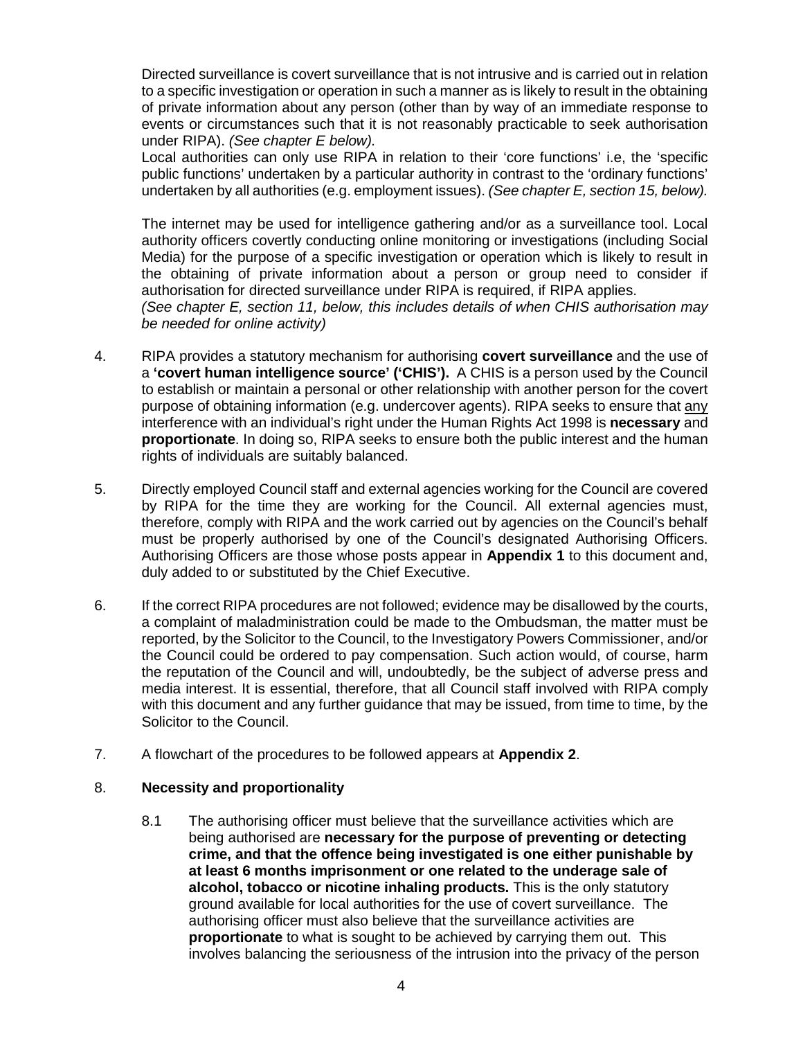Directed surveillance is covert surveillance that is not intrusive and is carried out in relation to a specific investigation or operation in such a manner as is likely to result in the obtaining of private information about any person (other than by way of an immediate response to events or circumstances such that it is not reasonably practicable to seek authorisation under RIPA). *(See chapter E below).*

Local authorities can only use RIPA in relation to their 'core functions' i.e, the 'specific public functions' undertaken by a particular authority in contrast to the 'ordinary functions' undertaken by all authorities (e.g. employment issues). *(See chapter E, section 15, below).*

The internet may be used for intelligence gathering and/or as a surveillance tool. Local authority officers covertly conducting online monitoring or investigations (including Social Media) for the purpose of a specific investigation or operation which is likely to result in the obtaining of private information about a person or group need to consider if authorisation for directed surveillance under RIPA is required, if RIPA applies.
*(See chapter E, section 11, below, this includes details of when CHIS authorisation may be needed for online activity)*

4. RIPA provides a statutory mechanism for authorising **covert surveillance** and the use of a **'covert human intelligence source' ('CHIS').** A CHIS is a person used by the Council to establish or maintain a personal or other relationship with another person for the covert purpose of obtaining information (e.g. undercover agents). RIPA seeks to ensure that <u>any</u> interference with an individual's right under the Human Rights Act 1998 is **necessary** and **proportionate**. In doing so, RIPA seeks to ensure both the public interest and the human rights of individuals are suitably balanced.

5. Directly employed Council staff and external agencies working for the Council are covered by RIPA for the time they are working for the Council. All external agencies must, therefore, comply with RIPA and the work carried out by agencies on the Council's behalf must be properly authorised by one of the Council's designated Authorising Officers. Authorising Officers are those whose posts appear in **Appendix 1** to this document and, duly added to or substituted by the Chief Executive.

6. If the correct RIPA procedures are not followed; evidence may be disallowed by the courts, a complaint of maladministration could be made to the Ombudsman, the matter must be reported, by the Solicitor to the Council, to the Investigatory Powers Commissioner, and/or the Council could be ordered to pay compensation. Such action would, of course, harm the reputation of the Council and will, undoubtedly, be the subject of adverse press and media interest. It is essential, therefore, that all Council staff involved with RIPA comply with this document and any further guidance that may be issued, from time to time, by the Solicitor to the Council.

7. A flowchart of the procedures to be followed appears at **Appendix 2**.

8. **Necessity and proportionality**

   8.1 The authorising officer must believe that the surveillance activities which are being authorised are **necessary for the purpose of preventing or detecting crime, and that the offence being investigated is one either punishable by at least 6 months imprisonment or one related to the underage sale of alcohol, tobacco or nicotine inhaling products.** This is the only statutory ground available for local authorities for the use of covert surveillance. The authorising officer must also believe that the surveillance activities are **proportionate** to what is sought to be achieved by carrying them out. This involves balancing the seriousness of the intrusion into the privacy of the person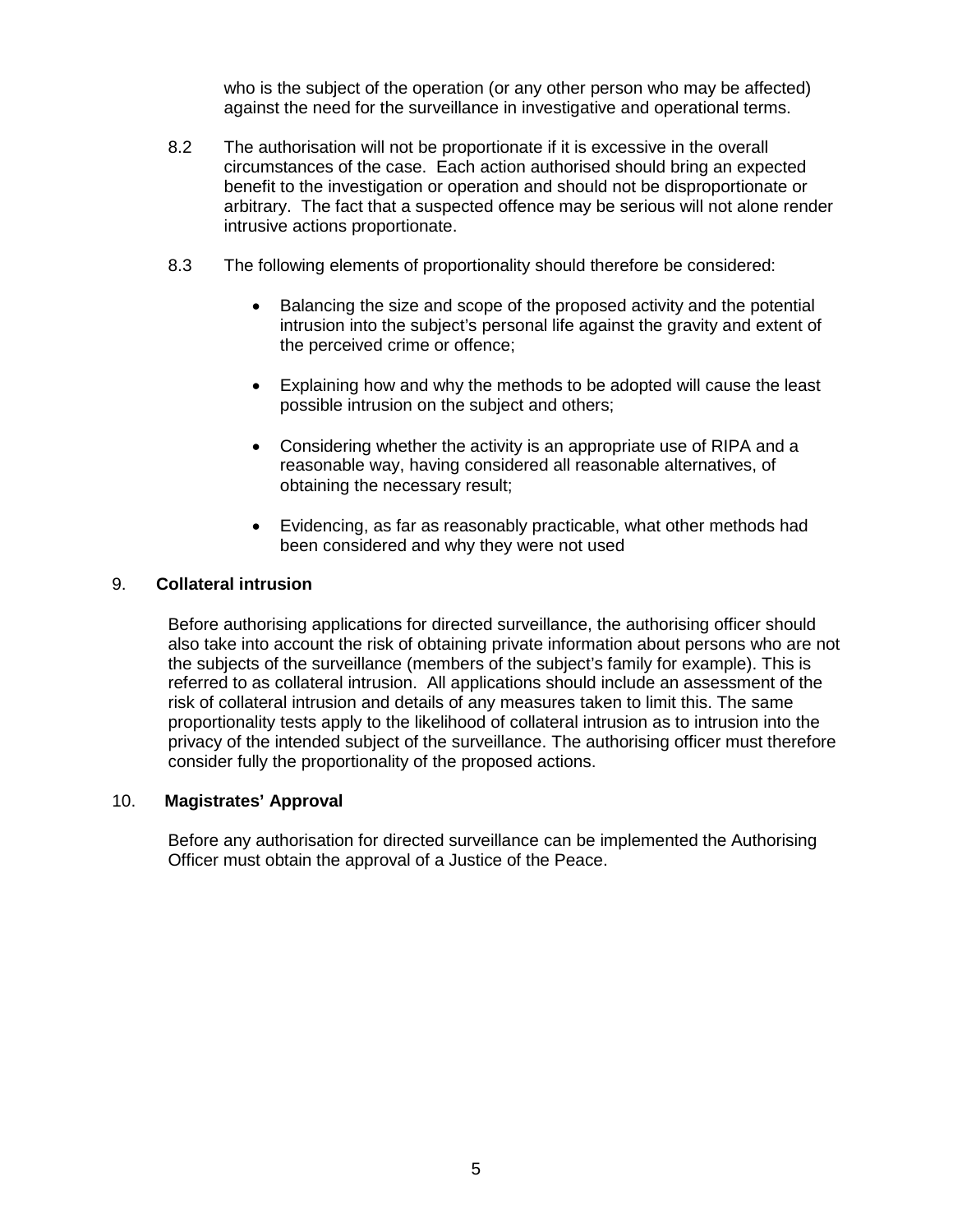who is the subject of the operation (or any other person who may be affected) against the need for the surveillance in investigative and operational terms.

8.2 The authorisation will not be proportionate if it is excessive in the overall circumstances of the case. Each action authorised should bring an expected benefit to the investigation or operation and should not be disproportionate or arbitrary. The fact that a suspected offence may be serious will not alone render intrusive actions proportionate.

8.3 The following elements of proportionality should therefore be considered:

- Balancing the size and scope of the proposed activity and the potential intrusion into the subject's personal life against the gravity and extent of the perceived crime or offence;
- Explaining how and why the methods to be adopted will cause the least possible intrusion on the subject and others;
- Considering whether the activity is an appropriate use of RIPA and a reasonable way, having considered all reasonable alternatives, of obtaining the necessary result;
- Evidencing, as far as reasonably practicable, what other methods had been considered and why they were not used

## 9. Collateral intrusion

Before authorising applications for directed surveillance, the authorising officer should also take into account the risk of obtaining private information about persons who are not the subjects of the surveillance (members of the subject's family for example). This is referred to as collateral intrusion. All applications should include an assessment of the risk of collateral intrusion and details of any measures taken to limit this. The same proportionality tests apply to the likelihood of collateral intrusion as to intrusion into the privacy of the intended subject of the surveillance. The authorising officer must therefore consider fully the proportionality of the proposed actions.

## 10. Magistrates' Approval

Before any authorisation for directed surveillance can be implemented the Authorising Officer must obtain the approval of a Justice of the Peace.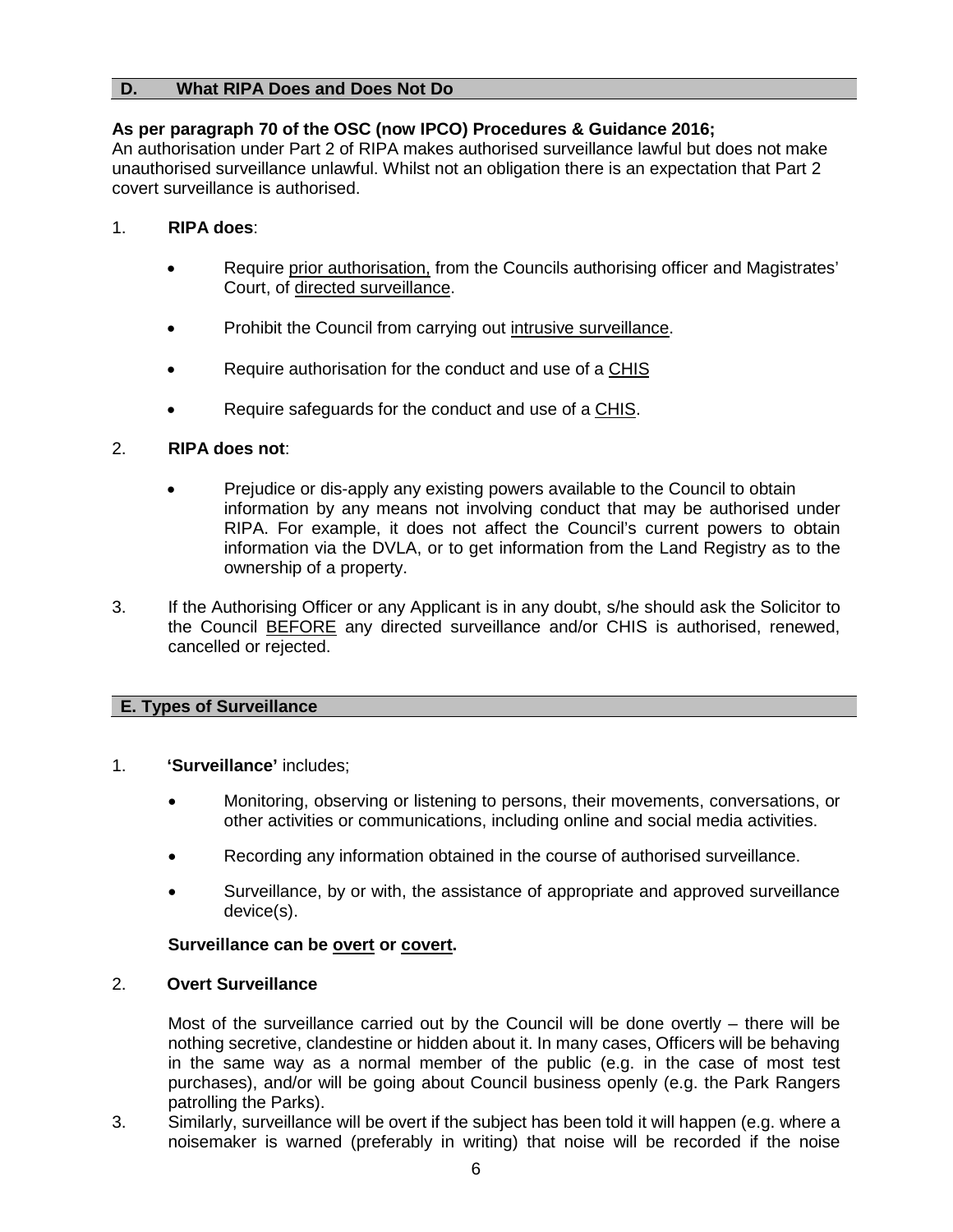## D. What RIPA Does and Does Not Do

**As per paragraph 70 of the OSC (now IPCO) Procedures & Guidance 2016;**
An authorisation under Part 2 of RIPA makes authorised surveillance lawful but does not make unauthorised surveillance unlawful. Whilst not an obligation there is an expectation that Part 2 covert surveillance is authorised.

1. **RIPA does**:

   - Require prior authorisation, from the Councils authorising officer and Magistrates' Court, of directed surveillance.
   - Prohibit the Council from carrying out intrusive surveillance.
   - Require authorisation for the conduct and use of a CHIS
   - Require safeguards for the conduct and use of a CHIS.

2. **RIPA does not**:

   - Prejudice or dis-apply any existing powers available to the Council to obtain information by any means not involving conduct that may be authorised under RIPA. For example, it does not affect the Council's current powers to obtain information via the DVLA, or to get information from the Land Registry as to the ownership of a property.

3. If the Authorising Officer or any Applicant is in any doubt, s/he should ask the Solicitor to the Council BEFORE any directed surveillance and/or CHIS is authorised, renewed, cancelled or rejected.

## E. Types of Surveillance

1. **'Surveillance'** includes;

   - Monitoring, observing or listening to persons, their movements, conversations, or other activities or communications, including online and social media activities.
   - Recording any information obtained in the course of authorised surveillance.
   - Surveillance, by or with, the assistance of appropriate and approved surveillance device(s).

   **Surveillance can be overt or covert.**

2. **Overt Surveillance**

   Most of the surveillance carried out by the Council will be done overtly – there will be nothing secretive, clandestine or hidden about it. In many cases, Officers will be behaving in the same way as a normal member of the public (e.g. in the case of most test purchases), and/or will be going about Council business openly (e.g. the Park Rangers patrolling the Parks).

3. Similarly, surveillance will be overt if the subject has been told it will happen (e.g. where a noisemaker is warned (preferably in writing) that noise will be recorded if the noise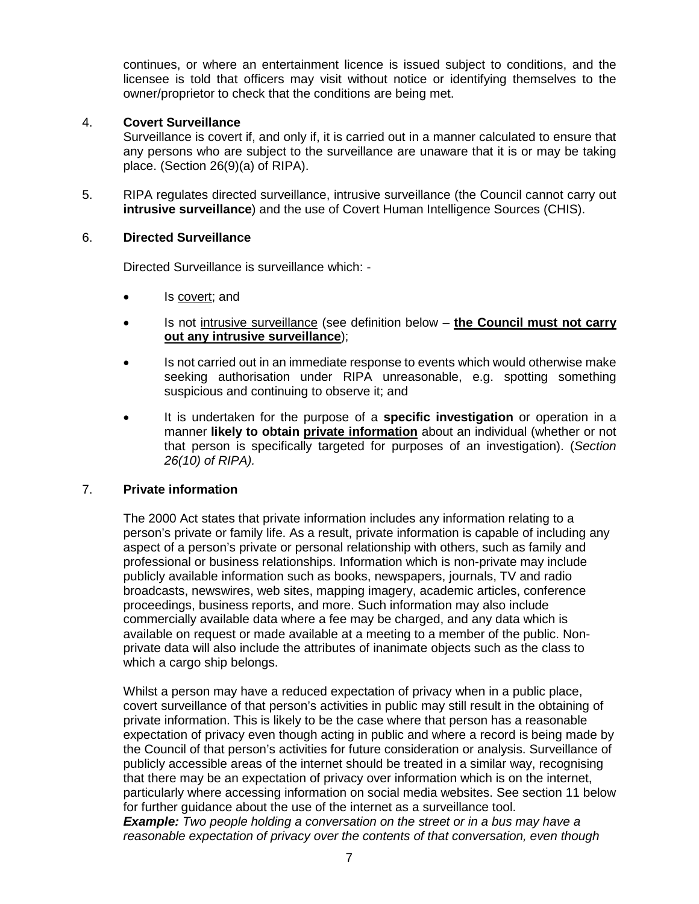continues, or where an entertainment licence is issued subject to conditions, and the licensee is told that officers may visit without notice or identifying themselves to the owner/proprietor to check that the conditions are being met.

4. **Covert Surveillance**

   Surveillance is covert if, and only if, it is carried out in a manner calculated to ensure that any persons who are subject to the surveillance are unaware that it is or may be taking place. (Section 26(9)(a) of RIPA).

5. RIPA regulates directed surveillance, intrusive surveillance (the Council cannot carry out **intrusive surveillance**) and the use of Covert Human Intelligence Sources (CHIS).

6. **Directed Surveillance**

   Directed Surveillance is surveillance which: -

   - Is <u>covert</u>; and
   - Is not <u>intrusive surveillance</u> (see definition below – **<u>the Council must not carry out any intrusive surveillance</u>**);
   - Is not carried out in an immediate response to events which would otherwise make seeking authorisation under RIPA unreasonable, e.g. spotting something suspicious and continuing to observe it; and
   - It is undertaken for the purpose of a **specific investigation** or operation in a manner **likely to obtain <u>private information</u>** about an individual (whether or not that person is specifically targeted for purposes of an investigation). (*Section 26(10) of RIPA).*

7. **Private information**

   The 2000 Act states that private information includes any information relating to a person's private or family life. As a result, private information is capable of including any aspect of a person's private or personal relationship with others, such as family and professional or business relationships. Information which is non-private may include publicly available information such as books, newspapers, journals, TV and radio broadcasts, newswires, web sites, mapping imagery, academic articles, conference proceedings, business reports, and more. Such information may also include commercially available data where a fee may be charged, and any data which is available on request or made available at a meeting to a member of the public. Non-private data will also include the attributes of inanimate objects such as the class to which a cargo ship belongs.

   Whilst a person may have a reduced expectation of privacy when in a public place, covert surveillance of that person's activities in public may still result in the obtaining of private information. This is likely to be the case where that person has a reasonable expectation of privacy even though acting in public and where a record is being made by the Council of that person's activities for future consideration or analysis. Surveillance of publicly accessible areas of the internet should be treated in a similar way, recognising that there may be an expectation of privacy over information which is on the internet, particularly where accessing information on social media websites. See section 11 below for further guidance about the use of the internet as a surveillance tool.

   ***Example:*** *Two people holding a conversation on the street or in a bus may have a reasonable expectation of privacy over the contents of that conversation, even though*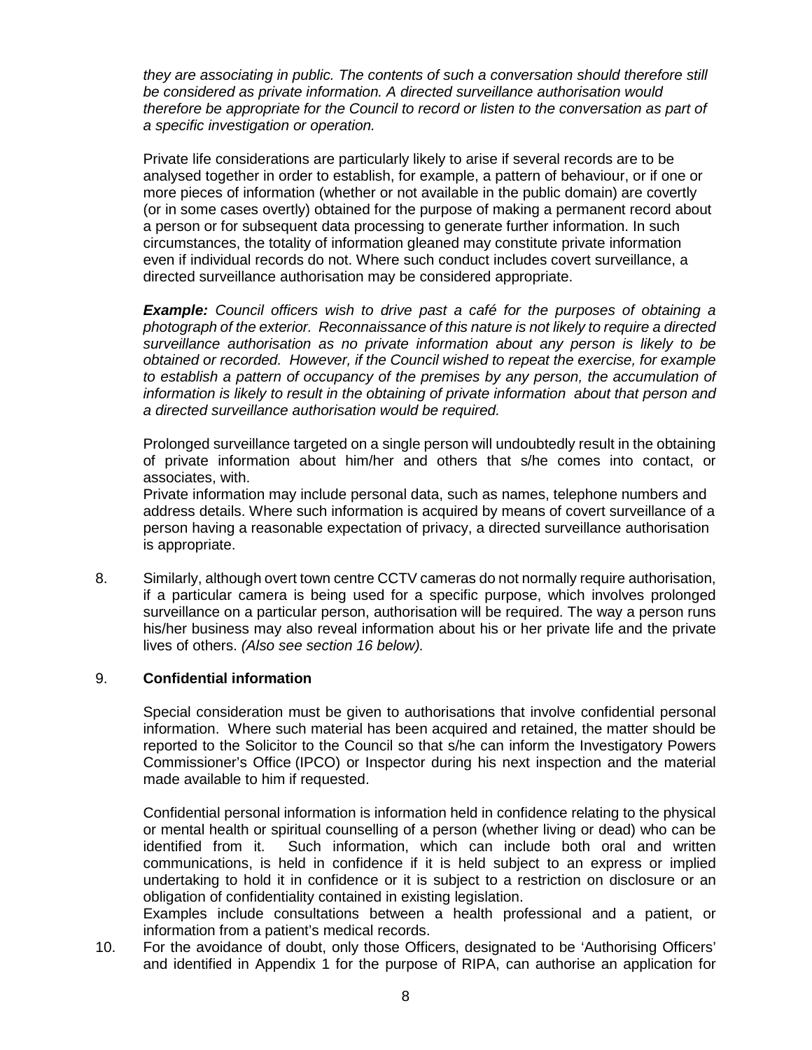*they are associating in public. The contents of such a conversation should therefore still be considered as private information. A directed surveillance authorisation would therefore be appropriate for the Council to record or listen to the conversation as part of a specific investigation or operation.*

Private life considerations are particularly likely to arise if several records are to be analysed together in order to establish, for example, a pattern of behaviour, or if one or more pieces of information (whether or not available in the public domain) are covertly (or in some cases overtly) obtained for the purpose of making a permanent record about a person or for subsequent data processing to generate further information. In such circumstances, the totality of information gleaned may constitute private information even if individual records do not. Where such conduct includes covert surveillance, a directed surveillance authorisation may be considered appropriate.

***Example:*** *Council officers wish to drive past a café for the purposes of obtaining a photograph of the exterior. Reconnaissance of this nature is not likely to require a directed surveillance authorisation as no private information about any person is likely to be obtained or recorded. However, if the Council wished to repeat the exercise, for example to establish a pattern of occupancy of the premises by any person, the accumulation of information is likely to result in the obtaining of private information about that person and a directed surveillance authorisation would be required.*

Prolonged surveillance targeted on a single person will undoubtedly result in the obtaining of private information about him/her and others that s/he comes into contact, or associates, with.

Private information may include personal data, such as names, telephone numbers and address details. Where such information is acquired by means of covert surveillance of a person having a reasonable expectation of privacy, a directed surveillance authorisation is appropriate.

8. Similarly, although overt town centre CCTV cameras do not normally require authorisation, if a particular camera is being used for a specific purpose, which involves prolonged surveillance on a particular person, authorisation will be required. The way a person runs his/her business may also reveal information about his or her private life and the private lives of others. *(Also see section 16 below).*

9. **Confidential information**

Special consideration must be given to authorisations that involve confidential personal information. Where such material has been acquired and retained, the matter should be reported to the Solicitor to the Council so that s/he can inform the Investigatory Powers Commissioner's Office (IPCO) or Inspector during his next inspection and the material made available to him if requested.

Confidential personal information is information held in confidence relating to the physical or mental health or spiritual counselling of a person (whether living or dead) who can be identified from it. Such information, which can include both oral and written communications, is held in confidence if it is held subject to an express or implied undertaking to hold it in confidence or it is subject to a restriction on disclosure or an obligation of confidentiality contained in existing legislation.

Examples include consultations between a health professional and a patient, or information from a patient's medical records.

10. For the avoidance of doubt, only those Officers, designated to be 'Authorising Officers' and identified in Appendix 1 for the purpose of RIPA, can authorise an application for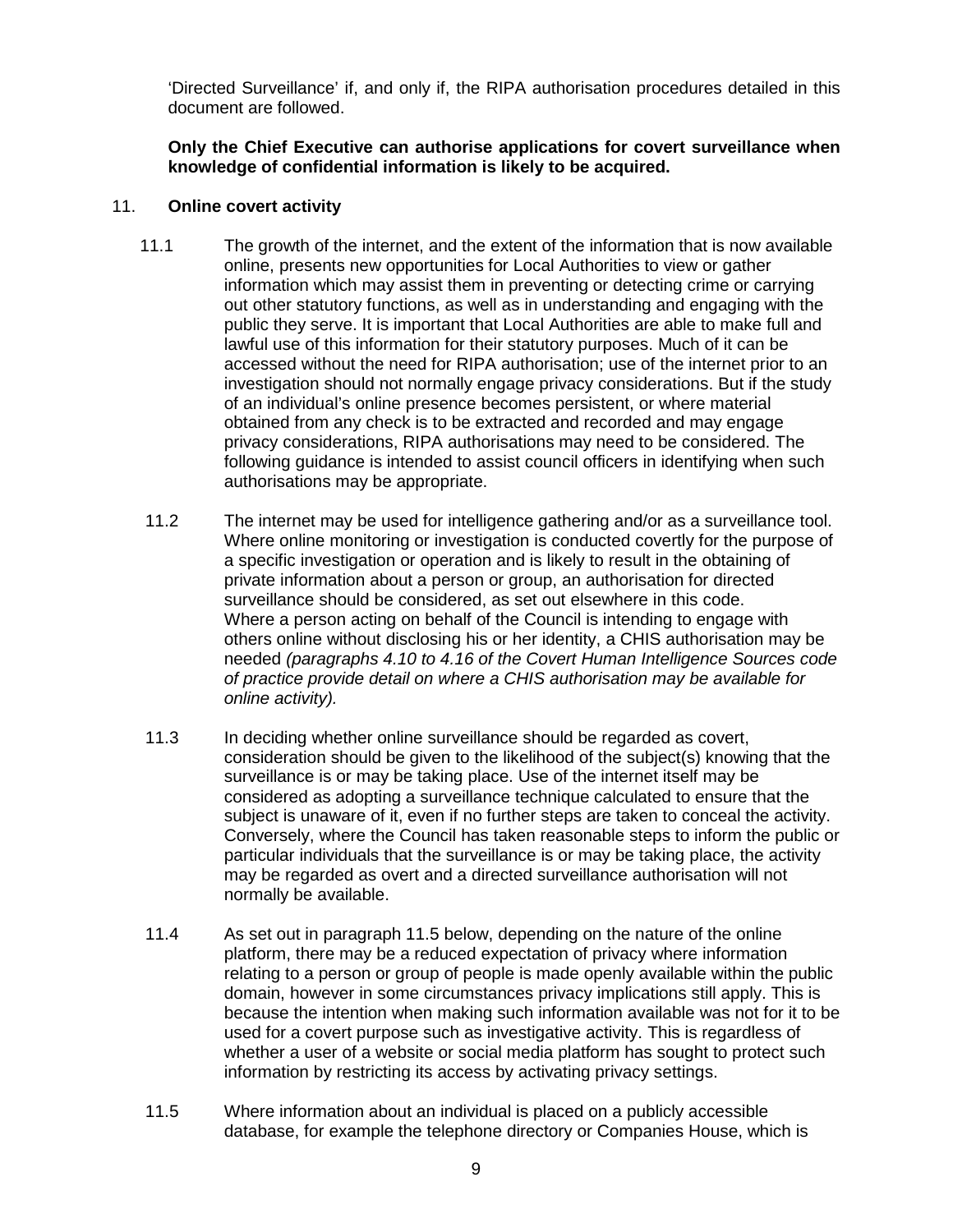'Directed Surveillance' if, and only if, the RIPA authorisation procedures detailed in this document are followed.

**Only the Chief Executive can authorise applications for covert surveillance when knowledge of confidential information is likely to be acquired.**

## 11. Online covert activity

11.1 The growth of the internet, and the extent of the information that is now available online, presents new opportunities for Local Authorities to view or gather information which may assist them in preventing or detecting crime or carrying out other statutory functions, as well as in understanding and engaging with the public they serve. It is important that Local Authorities are able to make full and lawful use of this information for their statutory purposes. Much of it can be accessed without the need for RIPA authorisation; use of the internet prior to an investigation should not normally engage privacy considerations. But if the study of an individual's online presence becomes persistent, or where material obtained from any check is to be extracted and recorded and may engage privacy considerations, RIPA authorisations may need to be considered. The following guidance is intended to assist council officers in identifying when such authorisations may be appropriate.

11.2 The internet may be used for intelligence gathering and/or as a surveillance tool. Where online monitoring or investigation is conducted covertly for the purpose of a specific investigation or operation and is likely to result in the obtaining of private information about a person or group, an authorisation for directed surveillance should be considered, as set out elsewhere in this code. Where a person acting on behalf of the Council is intending to engage with others online without disclosing his or her identity, a CHIS authorisation may be needed *(paragraphs 4.10 to 4.16 of the Covert Human Intelligence Sources code of practice provide detail on where a CHIS authorisation may be available for online activity).*

11.3 In deciding whether online surveillance should be regarded as covert, consideration should be given to the likelihood of the subject(s) knowing that the surveillance is or may be taking place. Use of the internet itself may be considered as adopting a surveillance technique calculated to ensure that the subject is unaware of it, even if no further steps are taken to conceal the activity. Conversely, where the Council has taken reasonable steps to inform the public or particular individuals that the surveillance is or may be taking place, the activity may be regarded as overt and a directed surveillance authorisation will not normally be available.

11.4 As set out in paragraph 11.5 below, depending on the nature of the online platform, there may be a reduced expectation of privacy where information relating to a person or group of people is made openly available within the public domain, however in some circumstances privacy implications still apply. This is because the intention when making such information available was not for it to be used for a covert purpose such as investigative activity. This is regardless of whether a user of a website or social media platform has sought to protect such information by restricting its access by activating privacy settings.

11.5 Where information about an individual is placed on a publicly accessible database, for example the telephone directory or Companies House, which is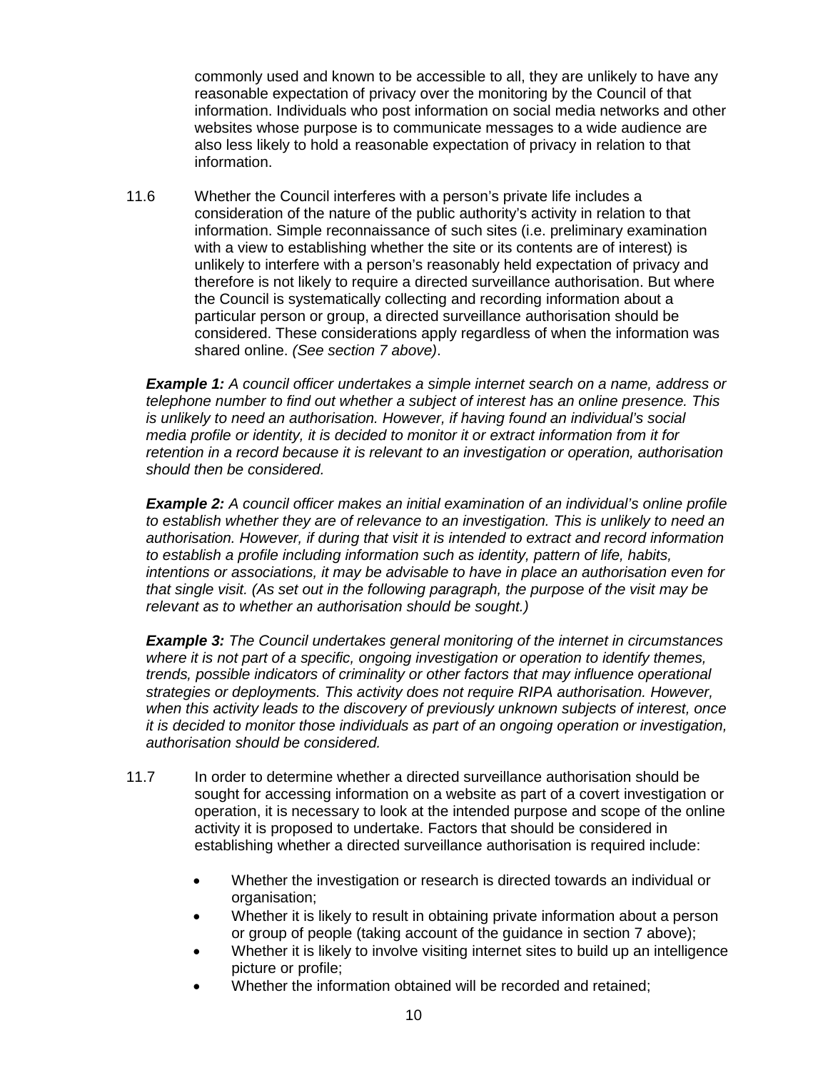commonly used and known to be accessible to all, they are unlikely to have any reasonable expectation of privacy over the monitoring by the Council of that information. Individuals who post information on social media networks and other websites whose purpose is to communicate messages to a wide audience are also less likely to hold a reasonable expectation of privacy in relation to that information.

11.6 Whether the Council interferes with a person's private life includes a consideration of the nature of the public authority's activity in relation to that information. Simple reconnaissance of such sites (i.e. preliminary examination with a view to establishing whether the site or its contents are of interest) is unlikely to interfere with a person's reasonably held expectation of privacy and therefore is not likely to require a directed surveillance authorisation. But where the Council is systematically collecting and recording information about a particular person or group, a directed surveillance authorisation should be considered. These considerations apply regardless of when the information was shared online. *(See section 7 above)*.

***Example 1:*** *A council officer undertakes a simple internet search on a name, address or telephone number to find out whether a subject of interest has an online presence. This is unlikely to need an authorisation. However, if having found an individual's social media profile or identity, it is decided to monitor it or extract information from it for retention in a record because it is relevant to an investigation or operation, authorisation should then be considered.*

***Example 2:*** *A council officer makes an initial examination of an individual's online profile to establish whether they are of relevance to an investigation. This is unlikely to need an authorisation. However, if during that visit it is intended to extract and record information to establish a profile including information such as identity, pattern of life, habits, intentions or associations, it may be advisable to have in place an authorisation even for that single visit. (As set out in the following paragraph, the purpose of the visit may be relevant as to whether an authorisation should be sought.)*

***Example 3:*** *The Council undertakes general monitoring of the internet in circumstances where it is not part of a specific, ongoing investigation or operation to identify themes, trends, possible indicators of criminality or other factors that may influence operational strategies or deployments. This activity does not require RIPA authorisation. However, when this activity leads to the discovery of previously unknown subjects of interest, once it is decided to monitor those individuals as part of an ongoing operation or investigation, authorisation should be considered.*

11.7 In order to determine whether a directed surveillance authorisation should be sought for accessing information on a website as part of a covert investigation or operation, it is necessary to look at the intended purpose and scope of the online activity it is proposed to undertake. Factors that should be considered in establishing whether a directed surveillance authorisation is required include:

- Whether the investigation or research is directed towards an individual or organisation;
- Whether it is likely to result in obtaining private information about a person or group of people (taking account of the guidance in section 7 above);
- Whether it is likely to involve visiting internet sites to build up an intelligence picture or profile;
- Whether the information obtained will be recorded and retained;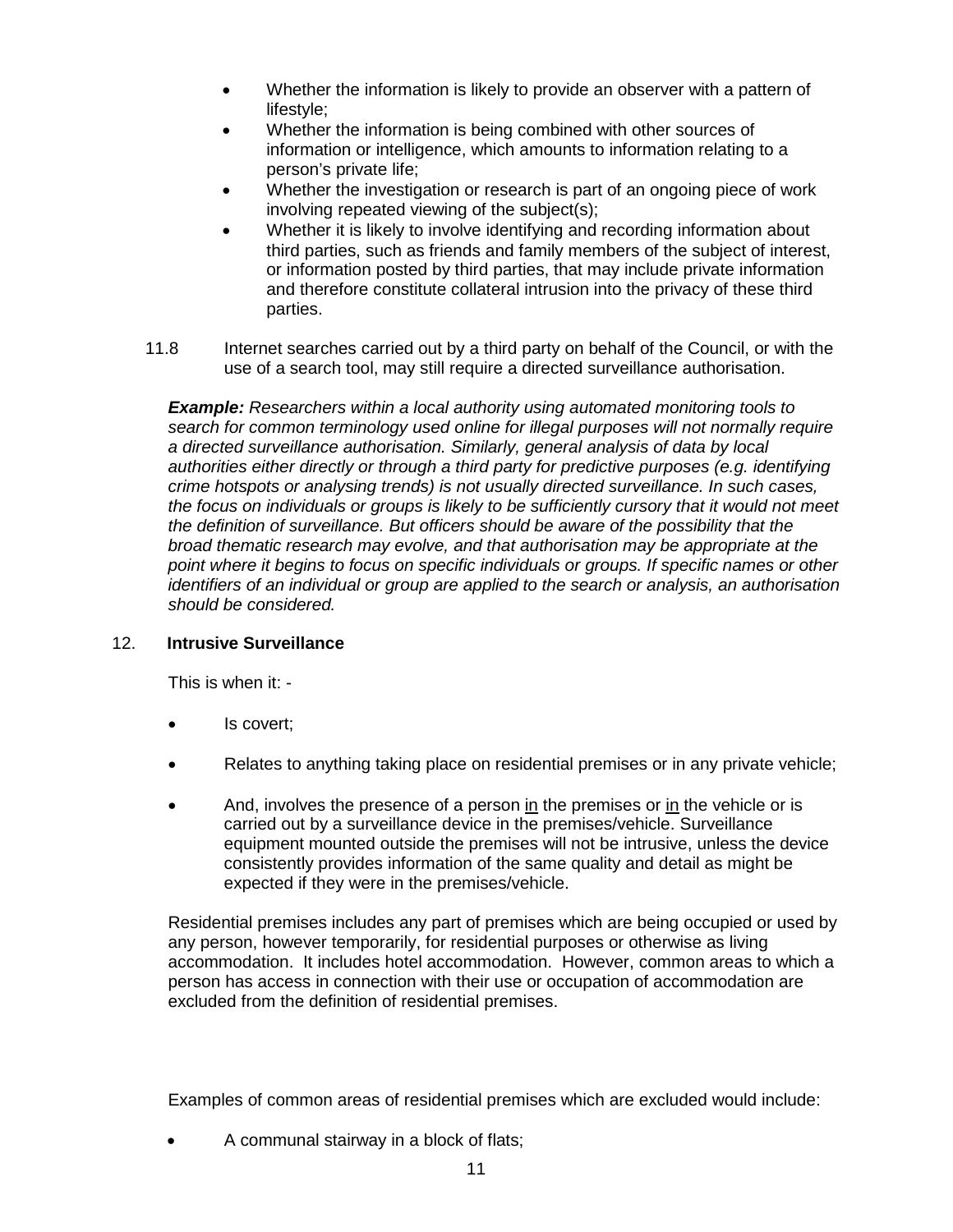- Whether the information is likely to provide an observer with a pattern of lifestyle;
- Whether the information is being combined with other sources of information or intelligence, which amounts to information relating to a person's private life;
- Whether the investigation or research is part of an ongoing piece of work involving repeated viewing of the subject(s);
- Whether it is likely to involve identifying and recording information about third parties, such as friends and family members of the subject of interest, or information posted by third parties, that may include private information and therefore constitute collateral intrusion into the privacy of these third parties.

11.8 Internet searches carried out by a third party on behalf of the Council, or with the use of a search tool, may still require a directed surveillance authorisation.

***Example:*** *Researchers within a local authority using automated monitoring tools to search for common terminology used online for illegal purposes will not normally require a directed surveillance authorisation. Similarly, general analysis of data by local authorities either directly or through a third party for predictive purposes (e.g. identifying crime hotspots or analysing trends) is not usually directed surveillance. In such cases, the focus on individuals or groups is likely to be sufficiently cursory that it would not meet the definition of surveillance. But officers should be aware of the possibility that the broad thematic research may evolve, and that authorisation may be appropriate at the point where it begins to focus on specific individuals or groups. If specific names or other identifiers of an individual or group are applied to the search or analysis, an authorisation should be considered.*

## 12. Intrusive Surveillance

This is when it: -

- Is covert;
- Relates to anything taking place on residential premises or in any private vehicle;
- And, involves the presence of a person <u>in</u> the premises or <u>in</u> the vehicle or is carried out by a surveillance device in the premises/vehicle. Surveillance equipment mounted outside the premises will not be intrusive, unless the device consistently provides information of the same quality and detail as might be expected if they were in the premises/vehicle.

Residential premises includes any part of premises which are being occupied or used by any person, however temporarily, for residential purposes or otherwise as living accommodation. It includes hotel accommodation. However, common areas to which a person has access in connection with their use or occupation of accommodation are excluded from the definition of residential premises.

Examples of common areas of residential premises which are excluded would include:

- A communal stairway in a block of flats;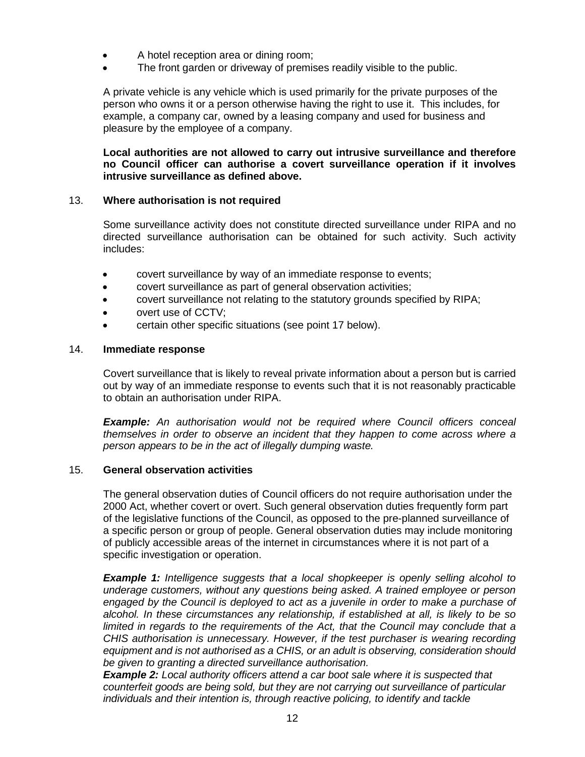- A hotel reception area or dining room;
- The front garden or driveway of premises readily visible to the public.

A private vehicle is any vehicle which is used primarily for the private purposes of the person who owns it or a person otherwise having the right to use it. This includes, for example, a company car, owned by a leasing company and used for business and pleasure by the employee of a company.

**Local authorities are not allowed to carry out intrusive surveillance and therefore no Council officer can authorise a covert surveillance operation if it involves intrusive surveillance as defined above.**

## 13. Where authorisation is not required

Some surveillance activity does not constitute directed surveillance under RIPA and no directed surveillance authorisation can be obtained for such activity. Such activity includes:

- covert surveillance by way of an immediate response to events;
- covert surveillance as part of general observation activities;
- covert surveillance not relating to the statutory grounds specified by RIPA;
- overt use of CCTV;
- certain other specific situations (see point 17 below).

## 14. Immediate response

Covert surveillance that is likely to reveal private information about a person but is carried out by way of an immediate response to events such that it is not reasonably practicable to obtain an authorisation under RIPA.

***Example:*** *An authorisation would not be required where Council officers conceal themselves in order to observe an incident that they happen to come across where a person appears to be in the act of illegally dumping waste.*

## 15. General observation activities

The general observation duties of Council officers do not require authorisation under the 2000 Act, whether covert or overt. Such general observation duties frequently form part of the legislative functions of the Council, as opposed to the pre-planned surveillance of a specific person or group of people. General observation duties may include monitoring of publicly accessible areas of the internet in circumstances where it is not part of a specific investigation or operation.

***Example 1:*** *Intelligence suggests that a local shopkeeper is openly selling alcohol to underage customers, without any questions being asked. A trained employee or person engaged by the Council is deployed to act as a juvenile in order to make a purchase of alcohol. In these circumstances any relationship, if established at all, is likely to be so limited in regards to the requirements of the Act, that the Council may conclude that a CHIS authorisation is unnecessary. However, if the test purchaser is wearing recording equipment and is not authorised as a CHIS, or an adult is observing, consideration should be given to granting a directed surveillance authorisation.*
***Example 2:*** *Local authority officers attend a car boot sale where it is suspected that counterfeit goods are being sold, but they are not carrying out surveillance of particular individuals and their intention is, through reactive policing, to identify and tackle*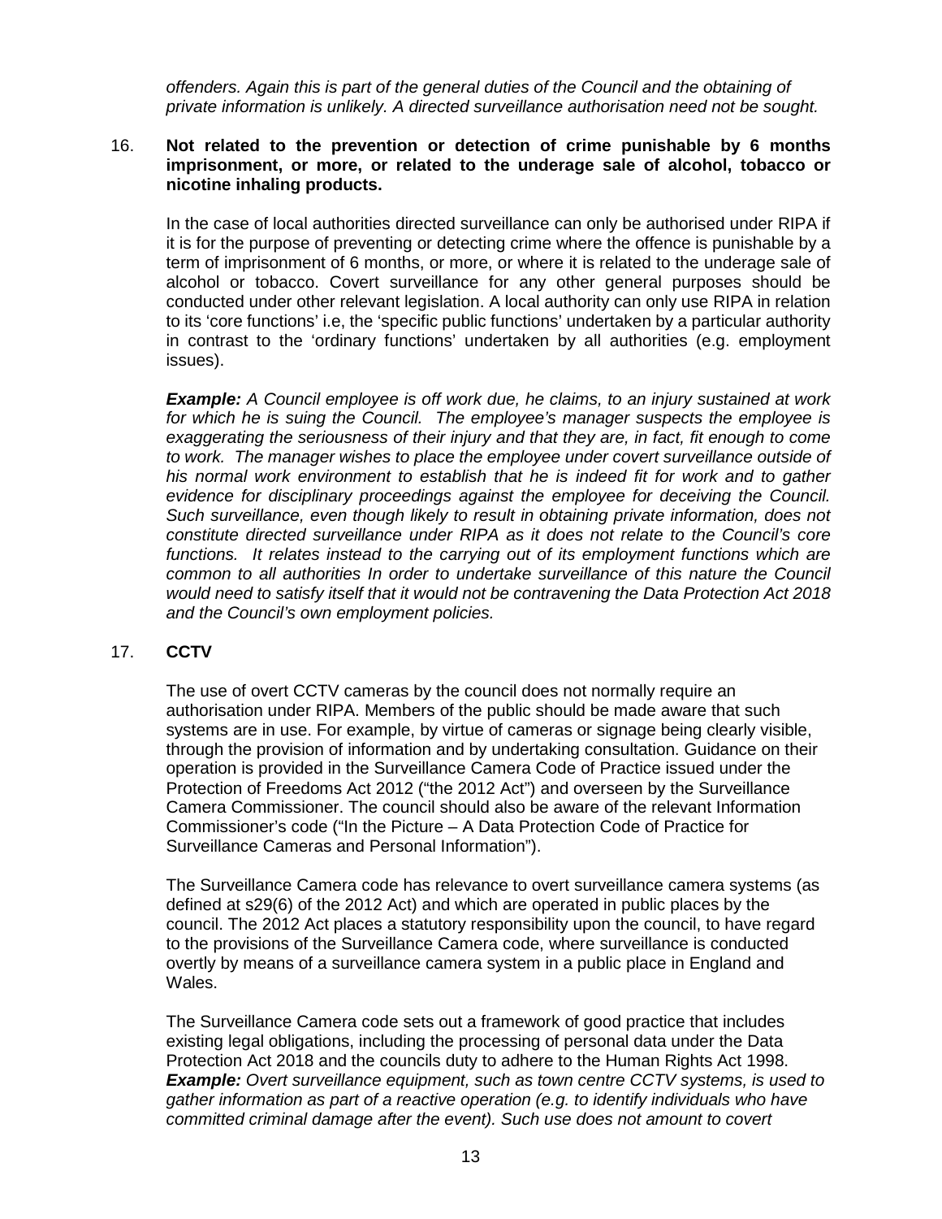*offenders. Again this is part of the general duties of the Council and the obtaining of private information is unlikely. A directed surveillance authorisation need not be sought.*

16. **Not related to the prevention or detection of crime punishable by 6 months imprisonment, or more, or related to the underage sale of alcohol, tobacco or nicotine inhaling products.**

In the case of local authorities directed surveillance can only be authorised under RIPA if it is for the purpose of preventing or detecting crime where the offence is punishable by a term of imprisonment of 6 months, or more, or where it is related to the underage sale of alcohol or tobacco. Covert surveillance for any other general purposes should be conducted under other relevant legislation. A local authority can only use RIPA in relation to its 'core functions' i.e, the 'specific public functions' undertaken by a particular authority in contrast to the 'ordinary functions' undertaken by all authorities (e.g. employment issues).

***Example:*** *A Council employee is off work due, he claims, to an injury sustained at work for which he is suing the Council. The employee's manager suspects the employee is exaggerating the seriousness of their injury and that they are, in fact, fit enough to come to work. The manager wishes to place the employee under covert surveillance outside of his normal work environment to establish that he is indeed fit for work and to gather evidence for disciplinary proceedings against the employee for deceiving the Council. Such surveillance, even though likely to result in obtaining private information, does not constitute directed surveillance under RIPA as it does not relate to the Council's core functions. It relates instead to the carrying out of its employment functions which are common to all authorities In order to undertake surveillance of this nature the Council would need to satisfy itself that it would not be contravening the Data Protection Act 2018 and the Council's own employment policies.*

17. **CCTV**

The use of overt CCTV cameras by the council does not normally require an authorisation under RIPA. Members of the public should be made aware that such systems are in use. For example, by virtue of cameras or signage being clearly visible, through the provision of information and by undertaking consultation. Guidance on their operation is provided in the Surveillance Camera Code of Practice issued under the Protection of Freedoms Act 2012 ("the 2012 Act") and overseen by the Surveillance Camera Commissioner. The council should also be aware of the relevant Information Commissioner's code ("In the Picture – A Data Protection Code of Practice for Surveillance Cameras and Personal Information").

The Surveillance Camera code has relevance to overt surveillance camera systems (as defined at s29(6) of the 2012 Act) and which are operated in public places by the council. The 2012 Act places a statutory responsibility upon the council, to have regard to the provisions of the Surveillance Camera code, where surveillance is conducted overtly by means of a surveillance camera system in a public place in England and Wales.

The Surveillance Camera code sets out a framework of good practice that includes existing legal obligations, including the processing of personal data under the Data Protection Act 2018 and the councils duty to adhere to the Human Rights Act 1998.
***Example:*** *Overt surveillance equipment, such as town centre CCTV systems, is used to gather information as part of a reactive operation (e.g. to identify individuals who have committed criminal damage after the event). Such use does not amount to covert*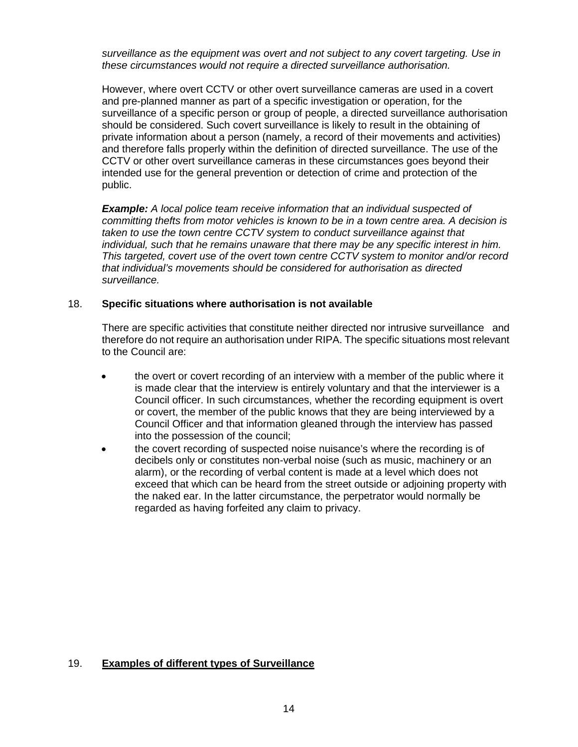*surveillance as the equipment was overt and not subject to any covert targeting. Use in these circumstances would not require a directed surveillance authorisation.*

However, where overt CCTV or other overt surveillance cameras are used in a covert and pre-planned manner as part of a specific investigation or operation, for the surveillance of a specific person or group of people, a directed surveillance authorisation should be considered. Such covert surveillance is likely to result in the obtaining of private information about a person (namely, a record of their movements and activities) and therefore falls properly within the definition of directed surveillance. The use of the CCTV or other overt surveillance cameras in these circumstances goes beyond their intended use for the general prevention or detection of crime and protection of the public.

***Example:*** *A local police team receive information that an individual suspected of committing thefts from motor vehicles is known to be in a town centre area. A decision is taken to use the town centre CCTV system to conduct surveillance against that individual, such that he remains unaware that there may be any specific interest in him. This targeted, covert use of the overt town centre CCTV system to monitor and/or record that individual's movements should be considered for authorisation as directed surveillance.*

## 18. Specific situations where authorisation is not available

There are specific activities that constitute neither directed nor intrusive surveillance and therefore do not require an authorisation under RIPA. The specific situations most relevant to the Council are:

- the overt or covert recording of an interview with a member of the public where it is made clear that the interview is entirely voluntary and that the interviewer is a Council officer. In such circumstances, whether the recording equipment is overt or covert, the member of the public knows that they are being interviewed by a Council Officer and that information gleaned through the interview has passed into the possession of the council;
- the covert recording of suspected noise nuisance's where the recording is of decibels only or constitutes non-verbal noise (such as music, machinery or an alarm), or the recording of verbal content is made at a level which does not exceed that which can be heard from the street outside or adjoining property with the naked ear. In the latter circumstance, the perpetrator would normally be regarded as having forfeited any claim to privacy.

## 19. Examples of different types of Surveillance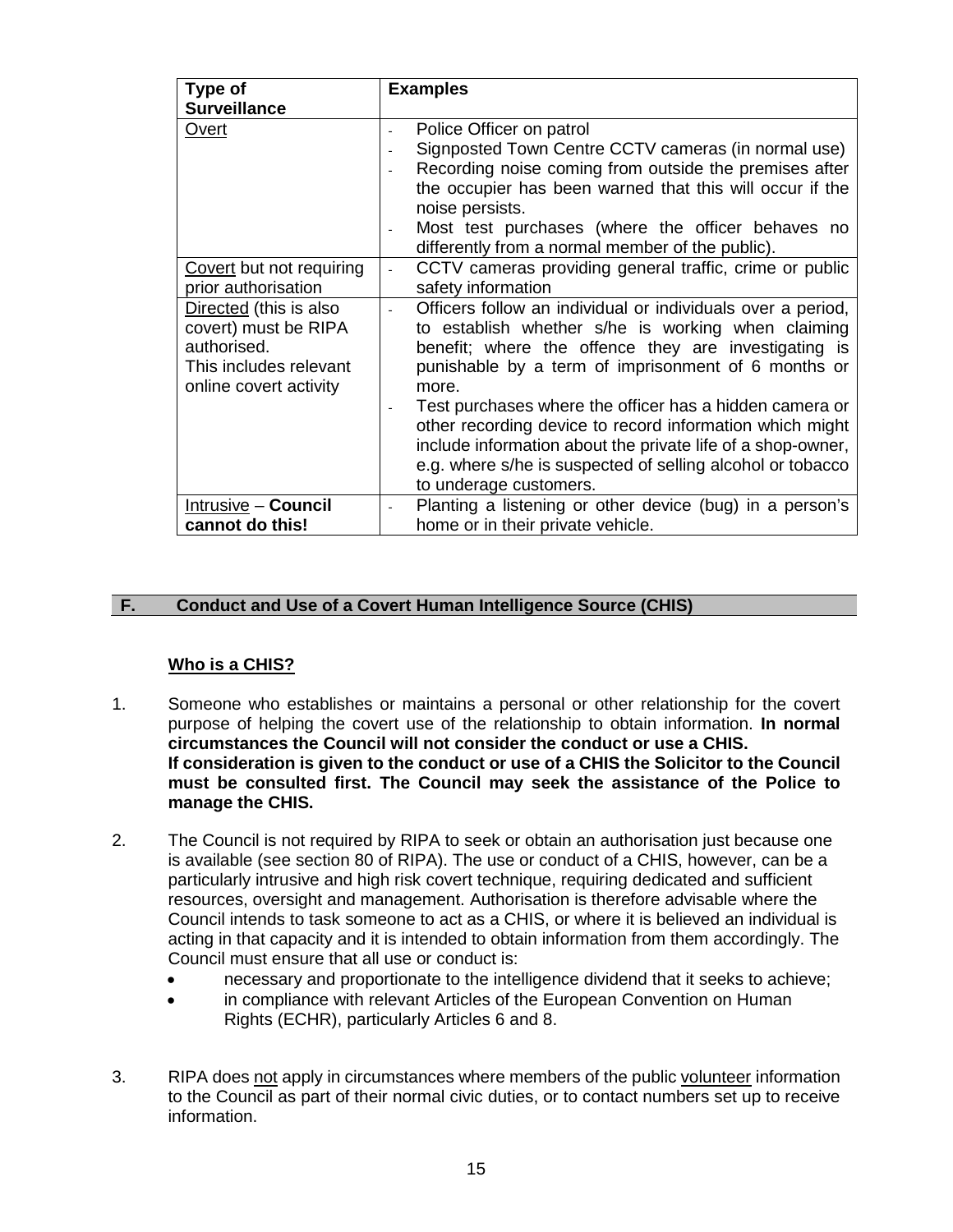| Type of Surveillance | Examples |
|---|---|
| Overt | - Police Officer on patrol<br>- Signposted Town Centre CCTV cameras (in normal use)<br>- Recording noise coming from outside the premises after the occupier has been warned that this will occur if the noise persists.<br>- Most test purchases (where the officer behaves no differently from a normal member of the public). |
| Covert but not requiring prior authorisation | - CCTV cameras providing general traffic, crime or public safety information |
| Directed (this is also covert) must be RIPA authorised. This includes relevant online covert activity | - Officers follow an individual or individuals over a period, to establish whether s/he is working when claiming benefit; where the offence they are investigating is punishable by a term of imprisonment of 6 months or more.<br>- Test purchases where the officer has a hidden camera or other recording device to record information which might include information about the private life of a shop-owner, e.g. where s/he is suspected of selling alcohol or tobacco to underage customers. |
| Intrusive – **Council cannot do this!** | - Planting a listening or other device (bug) in a person's home or in their private vehicle. |

## F. Conduct and Use of a Covert Human Intelligence Source (CHIS)

### Who is a CHIS?

1. Someone who establishes or maintains a personal or other relationship for the covert purpose of helping the covert use of the relationship to obtain information. **In normal circumstances the Council will not consider the conduct or use a CHIS. If consideration is given to the conduct or use of a CHIS the Solicitor to the Council must be consulted first. The Council may seek the assistance of the Police to manage the CHIS.**

2. The Council is not required by RIPA to seek or obtain an authorisation just because one is available (see section 80 of RIPA). The use or conduct of a CHIS, however, can be a particularly intrusive and high risk covert technique, requiring dedicated and sufficient resources, oversight and management. Authorisation is therefore advisable where the Council intends to task someone to act as a CHIS, or where it is believed an individual is acting in that capacity and it is intended to obtain information from them accordingly. The Council must ensure that all use or conduct is:
   - necessary and proportionate to the intelligence dividend that it seeks to achieve;
   - in compliance with relevant Articles of the European Convention on Human Rights (ECHR), particularly Articles 6 and 8.

3. RIPA does not apply in circumstances where members of the public volunteer information to the Council as part of their normal civic duties, or to contact numbers set up to receive information.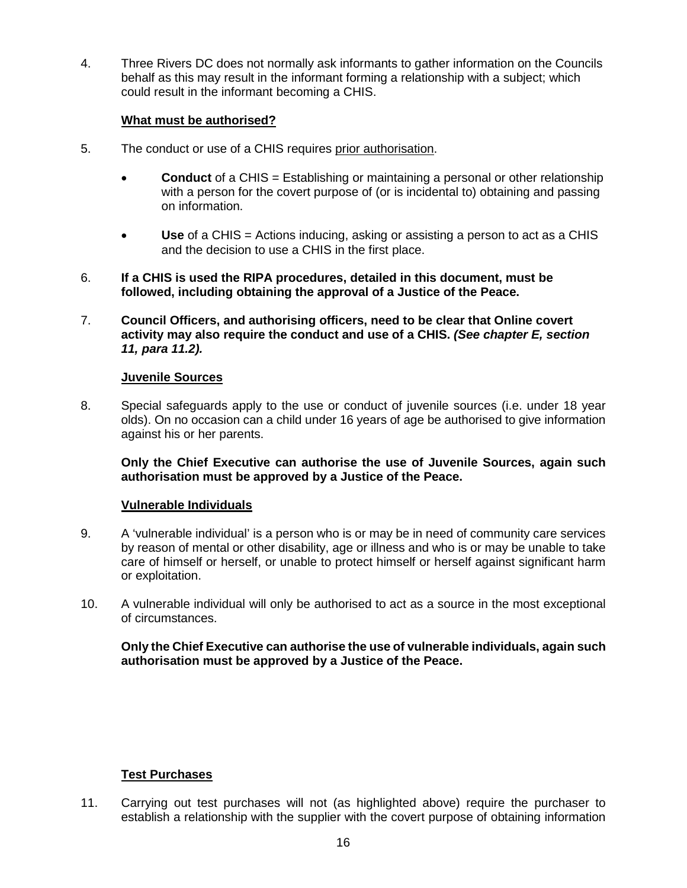4. Three Rivers DC does not normally ask informants to gather information on the Councils behalf as this may result in the informant forming a relationship with a subject; which could result in the informant becoming a CHIS.

**What must be authorised?**

5. The conduct or use of a CHIS requires prior authorisation.

   - **Conduct** of a CHIS = Establishing or maintaining a personal or other relationship with a person for the covert purpose of (or is incidental to) obtaining and passing on information.

   - **Use** of a CHIS = Actions inducing, asking or assisting a person to act as a CHIS and the decision to use a CHIS in the first place.

6. **If a CHIS is used the RIPA procedures, detailed in this document, must be followed, including obtaining the approval of a Justice of the Peace.**

7. **Council Officers, and authorising officers, need to be clear that Online covert activity may also require the conduct and use of a CHIS.** ***(See chapter E, section 11, para 11.2).***

**Juvenile Sources**

8. Special safeguards apply to the use or conduct of juvenile sources (i.e. under 18 year olds). On no occasion can a child under 16 years of age be authorised to give information against his or her parents.

   **Only the Chief Executive can authorise the use of Juvenile Sources, again such authorisation must be approved by a Justice of the Peace.**

**Vulnerable Individuals**

9. A 'vulnerable individual' is a person who is or may be in need of community care services by reason of mental or other disability, age or illness and who is or may be unable to take care of himself or herself, or unable to protect himself or herself against significant harm or exploitation.

10. A vulnerable individual will only be authorised to act as a source in the most exceptional of circumstances.

    **Only the Chief Executive can authorise the use of vulnerable individuals, again such authorisation must be approved by a Justice of the Peace.**

**Test Purchases**

11. Carrying out test purchases will not (as highlighted above) require the purchaser to establish a relationship with the supplier with the covert purpose of obtaining information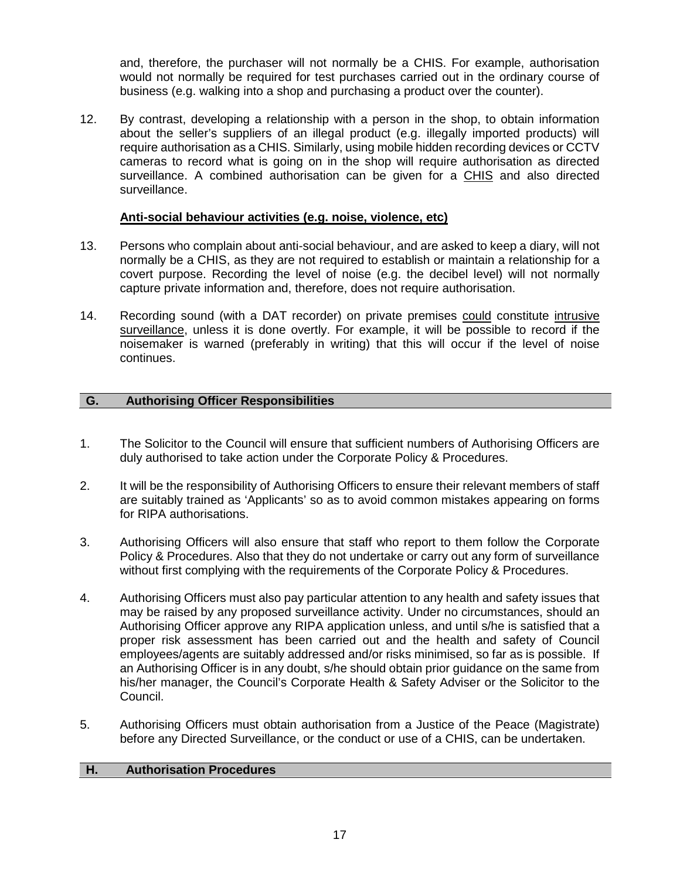and, therefore, the purchaser will not normally be a CHIS. For example, authorisation would not normally be required for test purchases carried out in the ordinary course of business (e.g. walking into a shop and purchasing a product over the counter).

12. By contrast, developing a relationship with a person in the shop, to obtain information about the seller's suppliers of an illegal product (e.g. illegally imported products) will require authorisation as a CHIS. Similarly, using mobile hidden recording devices or CCTV cameras to record what is going on in the shop will require authorisation as directed surveillance. A combined authorisation can be given for a CHIS and also directed surveillance.

**Anti-social behaviour activities (e.g. noise, violence, etc)**

13. Persons who complain about anti-social behaviour, and are asked to keep a diary, will not normally be a CHIS, as they are not required to establish or maintain a relationship for a covert purpose. Recording the level of noise (e.g. the decibel level) will not normally capture private information and, therefore, does not require authorisation.

14. Recording sound (with a DAT recorder) on private premises could constitute intrusive surveillance, unless it is done overtly. For example, it will be possible to record if the noisemaker is warned (preferably in writing) that this will occur if the level of noise continues.

## G. Authorising Officer Responsibilities

1. The Solicitor to the Council will ensure that sufficient numbers of Authorising Officers are duly authorised to take action under the Corporate Policy & Procedures.

2. It will be the responsibility of Authorising Officers to ensure their relevant members of staff are suitably trained as 'Applicants' so as to avoid common mistakes appearing on forms for RIPA authorisations.

3. Authorising Officers will also ensure that staff who report to them follow the Corporate Policy & Procedures. Also that they do not undertake or carry out any form of surveillance without first complying with the requirements of the Corporate Policy & Procedures.

4. Authorising Officers must also pay particular attention to any health and safety issues that may be raised by any proposed surveillance activity. Under no circumstances, should an Authorising Officer approve any RIPA application unless, and until s/he is satisfied that a proper risk assessment has been carried out and the health and safety of Council employees/agents are suitably addressed and/or risks minimised, so far as is possible. If an Authorising Officer is in any doubt, s/he should obtain prior guidance on the same from his/her manager, the Council's Corporate Health & Safety Adviser or the Solicitor to the Council.

5. Authorising Officers must obtain authorisation from a Justice of the Peace (Magistrate) before any Directed Surveillance, or the conduct or use of a CHIS, can be undertaken.

## H. Authorisation Procedures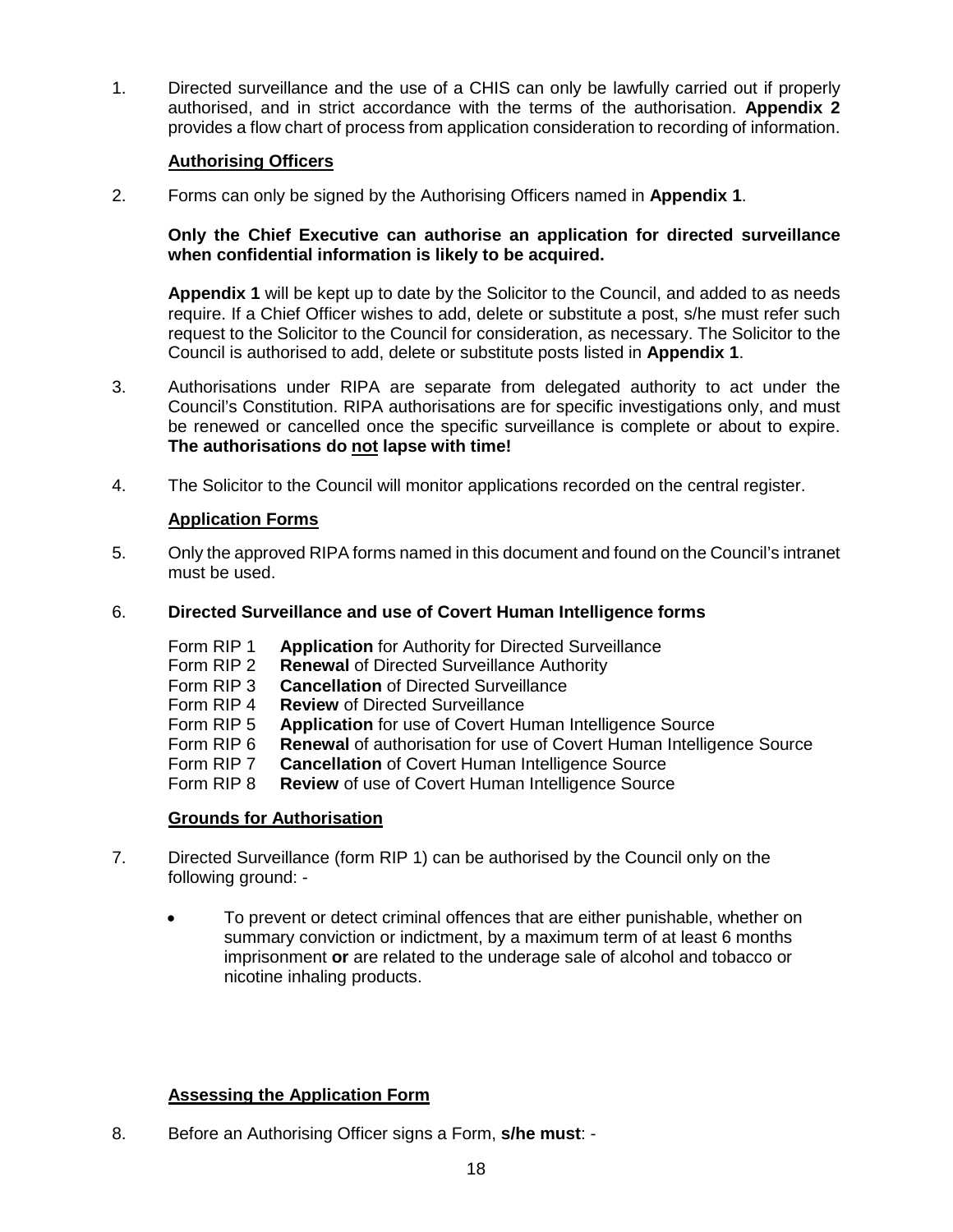1. Directed surveillance and the use of a CHIS can only be lawfully carried out if properly authorised, and in strict accordance with the terms of the authorisation. **Appendix 2** provides a flow chart of process from application consideration to recording of information.

**Authorising Officers**

2. Forms can only be signed by the Authorising Officers named in **Appendix 1**.

   **Only the Chief Executive can authorise an application for directed surveillance when confidential information is likely to be acquired.**

   **Appendix 1** will be kept up to date by the Solicitor to the Council, and added to as needs require. If a Chief Officer wishes to add, delete or substitute a post, s/he must refer such request to the Solicitor to the Council for consideration, as necessary. The Solicitor to the Council is authorised to add, delete or substitute posts listed in **Appendix 1**.

3. Authorisations under RIPA are separate from delegated authority to act under the Council's Constitution. RIPA authorisations are for specific investigations only, and must be renewed or cancelled once the specific surveillance is complete or about to expire. **The authorisations do not lapse with time!**

4. The Solicitor to the Council will monitor applications recorded on the central register.

**Application Forms**

5. Only the approved RIPA forms named in this document and found on the Council's intranet must be used.

6. **Directed Surveillance and use of Covert Human Intelligence forms**

   Form RIP 1 **Application** for Authority for Directed Surveillance
   Form RIP 2 **Renewal** of Directed Surveillance Authority
   Form RIP 3 **Cancellation** of Directed Surveillance
   Form RIP 4 **Review** of Directed Surveillance
   Form RIP 5 **Application** for use of Covert Human Intelligence Source
   Form RIP 6 **Renewal** of authorisation for use of Covert Human Intelligence Source
   Form RIP 7 **Cancellation** of Covert Human Intelligence Source
   Form RIP 8 **Review** of use of Covert Human Intelligence Source

**Grounds for Authorisation**

7. Directed Surveillance (form RIP 1) can be authorised by the Council only on the following ground: -

   - To prevent or detect criminal offences that are either punishable, whether on summary conviction or indictment, by a maximum term of at least 6 months imprisonment **or** are related to the underage sale of alcohol and tobacco or nicotine inhaling products.

**Assessing the Application Form**

8. Before an Authorising Officer signs a Form, **s/he must**: -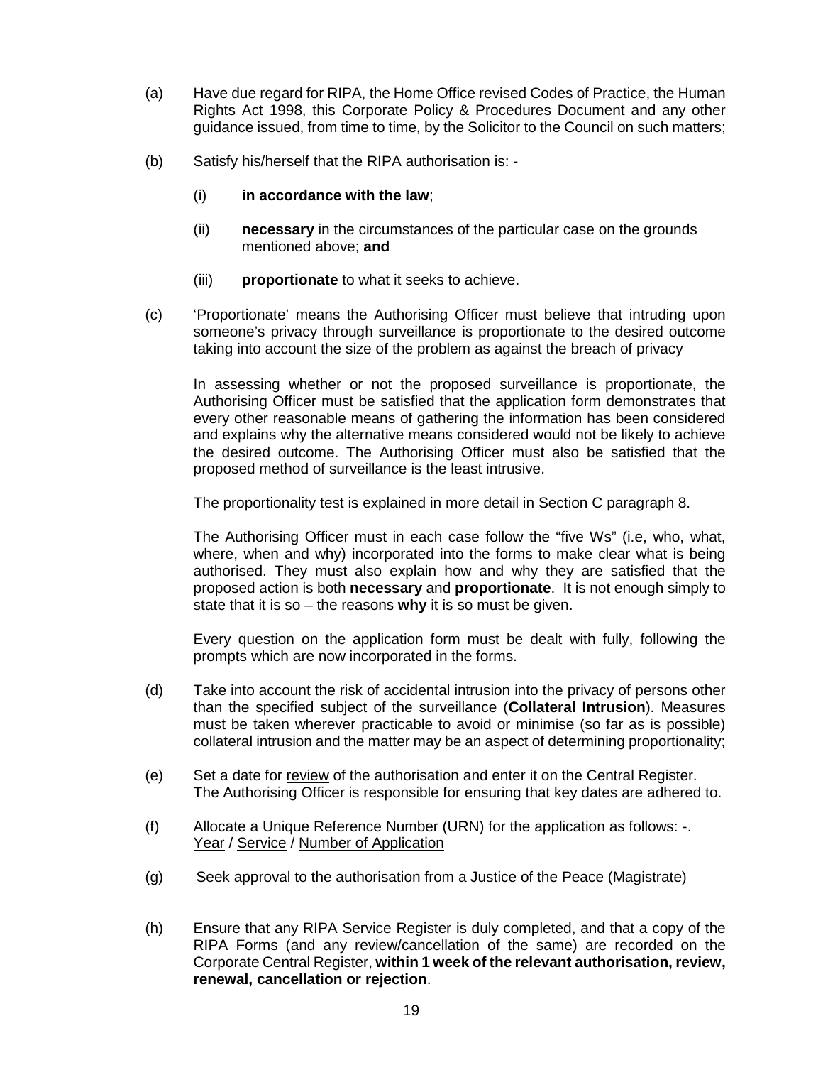(a) Have due regard for RIPA, the Home Office revised Codes of Practice, the Human Rights Act 1998, this Corporate Policy & Procedures Document and any other guidance issued, from time to time, by the Solicitor to the Council on such matters;

(b) Satisfy his/herself that the RIPA authorisation is: -

   (i) **in accordance with the law**;

   (ii) **necessary** in the circumstances of the particular case on the grounds mentioned above; **and**

   (iii) **proportionate** to what it seeks to achieve.

(c) 'Proportionate' means the Authorising Officer must believe that intruding upon someone's privacy through surveillance is proportionate to the desired outcome taking into account the size of the problem as against the breach of privacy

   In assessing whether or not the proposed surveillance is proportionate, the Authorising Officer must be satisfied that the application form demonstrates that every other reasonable means of gathering the information has been considered and explains why the alternative means considered would not be likely to achieve the desired outcome. The Authorising Officer must also be satisfied that the proposed method of surveillance is the least intrusive.

   The proportionality test is explained in more detail in Section C paragraph 8.

   The Authorising Officer must in each case follow the "five Ws" (i.e, who, what, where, when and why) incorporated into the forms to make clear what is being authorised. They must also explain how and why they are satisfied that the proposed action is both **necessary** and **proportionate**. It is not enough simply to state that it is so – the reasons **why** it is so must be given.

   Every question on the application form must be dealt with fully, following the prompts which are now incorporated in the forms.

(d) Take into account the risk of accidental intrusion into the privacy of persons other than the specified subject of the surveillance (**Collateral Intrusion**). Measures must be taken wherever practicable to avoid or minimise (so far as is possible) collateral intrusion and the matter may be an aspect of determining proportionality;

(e) Set a date for <u>review</u> of the authorisation and enter it on the Central Register. The Authorising Officer is responsible for ensuring that key dates are adhered to.

(f) Allocate a Unique Reference Number (URN) for the application as follows: -. <u>Year</u> / <u>Service</u> / <u>Number of Application</u>

(g) Seek approval to the authorisation from a Justice of the Peace (Magistrate)

(h) Ensure that any RIPA Service Register is duly completed, and that a copy of the RIPA Forms (and any review/cancellation of the same) are recorded on the Corporate Central Register, **within 1 week of the relevant authorisation, review, renewal, cancellation or rejection**.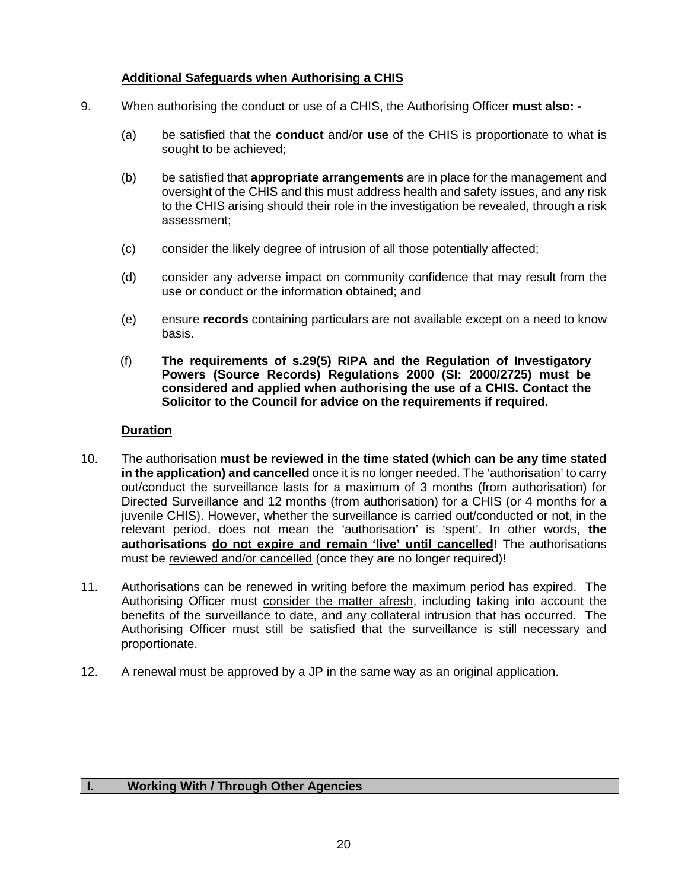**Additional Safeguards when Authorising a CHIS**

9. When authorising the conduct or use of a CHIS, the Authorising Officer **must also: -**

   (a) be satisfied that the **conduct** and/or **use** of the CHIS is proportionate to what is sought to be achieved;

   (b) be satisfied that **appropriate arrangements** are in place for the management and oversight of the CHIS and this must address health and safety issues, and any risk to the CHIS arising should their role in the investigation be revealed, through a risk assessment;

   (c) consider the likely degree of intrusion of all those potentially affected;

   (d) consider any adverse impact on community confidence that may result from the use or conduct or the information obtained; and

   (e) ensure **records** containing particulars are not available except on a need to know basis.

   (f) **The requirements of s.29(5) RIPA and the Regulation of Investigatory Powers (Source Records) Regulations 2000 (SI: 2000/2725) must be considered and applied when authorising the use of a CHIS. Contact the Solicitor to the Council for advice on the requirements if required.**

**Duration**

10. The authorisation **must be reviewed in the time stated (which can be any time stated in the application) and cancelled** once it is no longer needed. The 'authorisation' to carry out/conduct the surveillance lasts for a maximum of 3 months (from authorisation) for Directed Surveillance and 12 months (from authorisation) for a CHIS (or 4 months for a juvenile CHIS). However, whether the surveillance is carried out/conducted or not, in the relevant period, does not mean the 'authorisation' is 'spent'. In other words, **the authorisations do not expire and remain 'live' until cancelled!** The authorisations must be reviewed and/or cancelled (once they are no longer required)!

11. Authorisations can be renewed in writing before the maximum period has expired. The Authorising Officer must consider the matter afresh, including taking into account the benefits of the surveillance to date, and any collateral intrusion that has occurred. The Authorising Officer must still be satisfied that the surveillance is still necessary and proportionate.

12. A renewal must be approved by a JP in the same way as an original application.

## I. Working With / Through Other Agencies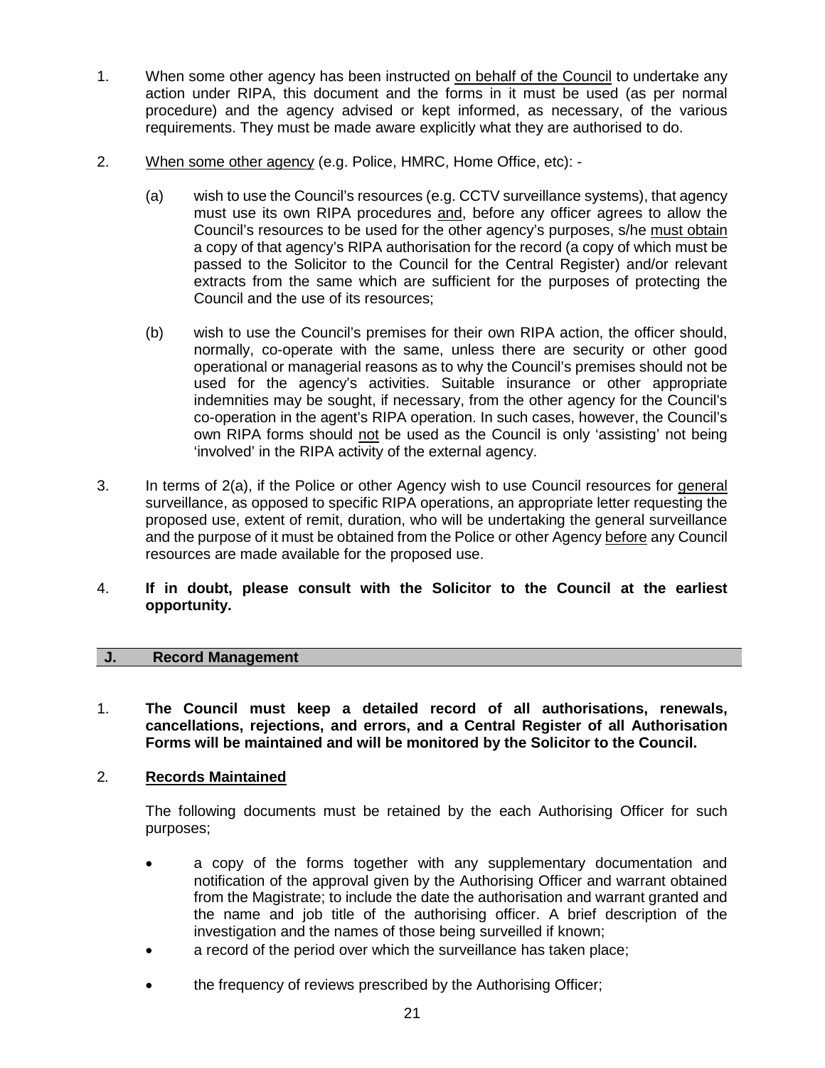1. When some other agency has been instructed <u>on behalf of the Council</u> to undertake any action under RIPA, this document and the forms in it must be used (as per normal procedure) and the agency advised or kept informed, as necessary, of the various requirements. They must be made aware explicitly what they are authorised to do.

2. <u>When some other agency</u> (e.g. Police, HMRC, Home Office, etc): -

   (a) wish to use the Council's resources (e.g. CCTV surveillance systems), that agency must use its own RIPA procedures <u>and</u>, before any officer agrees to allow the Council's resources to be used for the other agency's purposes, s/he <u>must obtain</u> a copy of that agency's RIPA authorisation for the record (a copy of which must be passed to the Solicitor to the Council for the Central Register) and/or relevant extracts from the same which are sufficient for the purposes of protecting the Council and the use of its resources;

   (b) wish to use the Council's premises for their own RIPA action, the officer should, normally, co-operate with the same, unless there are security or other good operational or managerial reasons as to why the Council's premises should not be used for the agency's activities. Suitable insurance or other appropriate indemnities may be sought, if necessary, from the other agency for the Council's co-operation in the agent's RIPA operation. In such cases, however, the Council's own RIPA forms should <u>not</u> be used as the Council is only 'assisting' not being 'involved' in the RIPA activity of the external agency.

3. In terms of 2(a), if the Police or other Agency wish to use Council resources for <u>general</u> surveillance, as opposed to specific RIPA operations, an appropriate letter requesting the proposed use, extent of remit, duration, who will be undertaking the general surveillance and the purpose of it must be obtained from the Police or other Agency <u>before</u> any Council resources are made available for the proposed use.

4. **If in doubt, please consult with the Solicitor to the Council at the earliest opportunity.**

## J. Record Management

1. **The Council must keep a detailed record of all authorisations, renewals, cancellations, rejections, and errors, and a Central Register of all Authorisation Forms will be maintained and will be monitored by the Solicitor to the Council.**

2. **<u>Records Maintained</u>**

   The following documents must be retained by the each Authorising Officer for such purposes;

   - a copy of the forms together with any supplementary documentation and notification of the approval given by the Authorising Officer and warrant obtained from the Magistrate; to include the date the authorisation and warrant granted and the name and job title of the authorising officer. A brief description of the investigation and the names of those being surveilled if known;
   - a record of the period over which the surveillance has taken place;
   - the frequency of reviews prescribed by the Authorising Officer;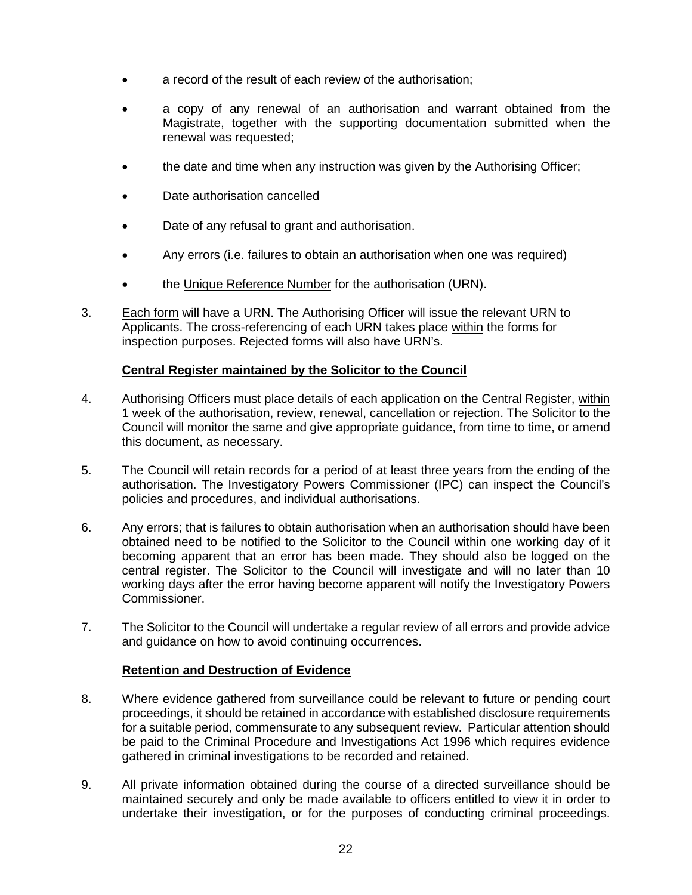- a record of the result of each review of the authorisation;
- a copy of any renewal of an authorisation and warrant obtained from the Magistrate, together with the supporting documentation submitted when the renewal was requested;
- the date and time when any instruction was given by the Authorising Officer;
- Date authorisation cancelled
- Date of any refusal to grant and authorisation.
- Any errors (i.e. failures to obtain an authorisation when one was required)
- the Unique Reference Number for the authorisation (URN).

3. Each form will have a URN. The Authorising Officer will issue the relevant URN to Applicants. The cross-referencing of each URN takes place within the forms for inspection purposes. Rejected forms will also have URN's.

**Central Register maintained by the Solicitor to the Council**

4. Authorising Officers must place details of each application on the Central Register, within 1 week of the authorisation, review, renewal, cancellation or rejection. The Solicitor to the Council will monitor the same and give appropriate guidance, from time to time, or amend this document, as necessary.

5. The Council will retain records for a period of at least three years from the ending of the authorisation. The Investigatory Powers Commissioner (IPC) can inspect the Council's policies and procedures, and individual authorisations.

6. Any errors; that is failures to obtain authorisation when an authorisation should have been obtained need to be notified to the Solicitor to the Council within one working day of it becoming apparent that an error has been made. They should also be logged on the central register. The Solicitor to the Council will investigate and will no later than 10 working days after the error having become apparent will notify the Investigatory Powers Commissioner.

7. The Solicitor to the Council will undertake a regular review of all errors and provide advice and guidance on how to avoid continuing occurrences.

**Retention and Destruction of Evidence**

8. Where evidence gathered from surveillance could be relevant to future or pending court proceedings, it should be retained in accordance with established disclosure requirements for a suitable period, commensurate to any subsequent review. Particular attention should be paid to the Criminal Procedure and Investigations Act 1996 which requires evidence gathered in criminal investigations to be recorded and retained.

9. All private information obtained during the course of a directed surveillance should be maintained securely and only be made available to officers entitled to view it in order to undertake their investigation, or for the purposes of conducting criminal proceedings.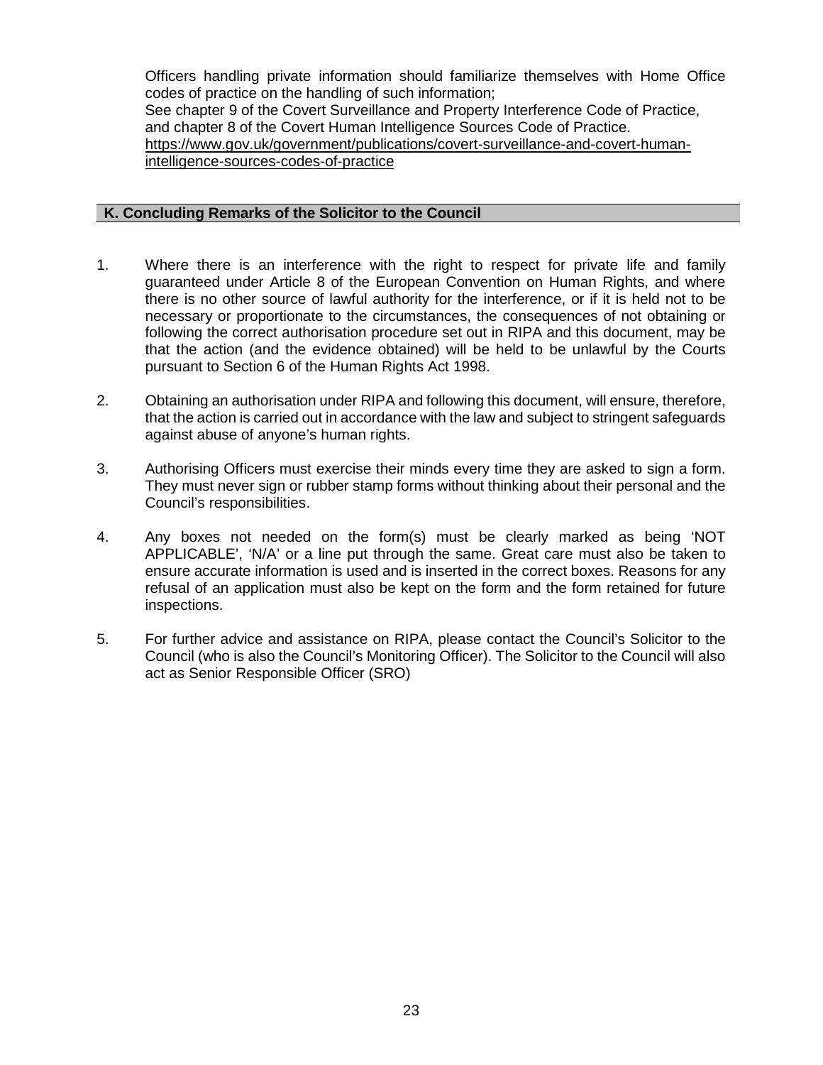Officers handling private information should familiarize themselves with Home Office codes of practice on the handling of such information;
See chapter 9 of the Covert Surveillance and Property Interference Code of Practice, and chapter 8 of the Covert Human Intelligence Sources Code of Practice.
https://www.gov.uk/government/publications/covert-surveillance-and-covert-human-intelligence-sources-codes-of-practice

## K. Concluding Remarks of the Solicitor to the Council

1. Where there is an interference with the right to respect for private life and family guaranteed under Article 8 of the European Convention on Human Rights, and where there is no other source of lawful authority for the interference, or if it is held not to be necessary or proportionate to the circumstances, the consequences of not obtaining or following the correct authorisation procedure set out in RIPA and this document, may be that the action (and the evidence obtained) will be held to be unlawful by the Courts pursuant to Section 6 of the Human Rights Act 1998.

2. Obtaining an authorisation under RIPA and following this document, will ensure, therefore, that the action is carried out in accordance with the law and subject to stringent safeguards against abuse of anyone's human rights.

3. Authorising Officers must exercise their minds every time they are asked to sign a form. They must never sign or rubber stamp forms without thinking about their personal and the Council's responsibilities.

4. Any boxes not needed on the form(s) must be clearly marked as being 'NOT APPLICABLE', 'N/A' or a line put through the same. Great care must also be taken to ensure accurate information is used and is inserted in the correct boxes. Reasons for any refusal of an application must also be kept on the form and the form retained for future inspections.

5. For further advice and assistance on RIPA, please contact the Council's Solicitor to the Council (who is also the Council's Monitoring Officer). The Solicitor to the Council will also act as Senior Responsible Officer (SRO)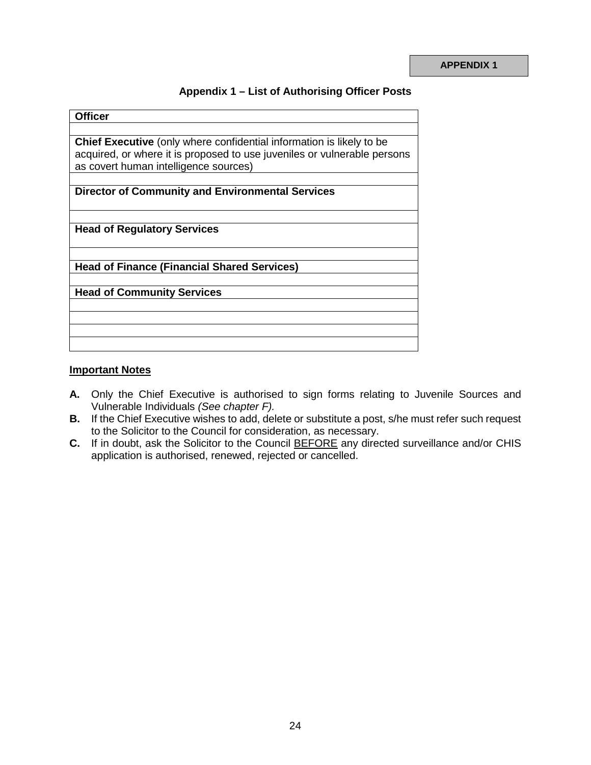**APPENDIX 1**

## Appendix 1 – List of Authorising Officer Posts

| Officer |
|---|
| |
| **Chief Executive** (only where confidential information is likely to be acquired, or where it is proposed to use juveniles or vulnerable persons as covert human intelligence sources) |
| |
| **Director of Community and Environmental Services** |
| |
| **Head of Regulatory Services** |
| |
| **Head of Finance (Financial Shared Services)** |
| |
| **Head of Community Services** |
| |
| |
| |
| |

**Important Notes**

- **A.** Only the Chief Executive is authorised to sign forms relating to Juvenile Sources and Vulnerable Individuals *(See chapter F).*
- **B.** If the Chief Executive wishes to add, delete or substitute a post, s/he must refer such request to the Solicitor to the Council for consideration, as necessary.
- **C.** If in doubt, ask the Solicitor to the Council <u>BEFORE</u> any directed surveillance and/or CHIS application is authorised, renewed, rejected or cancelled.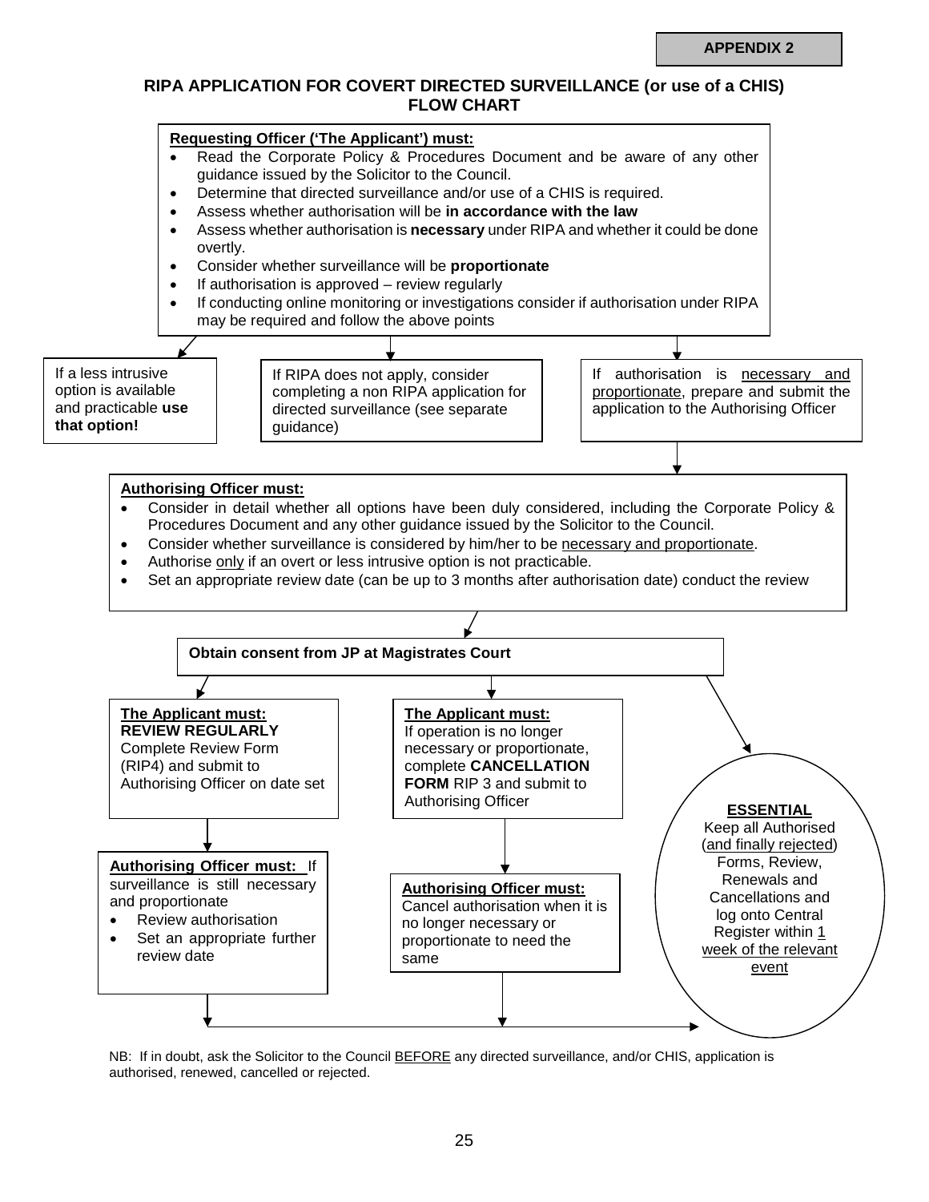**APPENDIX 2**

## RIPA APPLICATION FOR COVERT DIRECTED SURVEILLANCE (or use of a CHIS) FLOW CHART

**Requesting Officer ('The Applicant') must:**

- Read the Corporate Policy & Procedures Document and be aware of any other guidance issued by the Solicitor to the Council.
- Determine that directed surveillance and/or use of a CHIS is required.
- Assess whether authorisation will be **in accordance with the law**
- Assess whether authorisation is **necessary** under RIPA and whether it could be done overtly.
- Consider whether surveillance will be **proportionate**
- If authorisation is approved – review regularly
- If conducting online monitoring or investigations consider if authorisation under RIPA may be required and follow the above points

If a less intrusive option is available and practicable **use that option!**

If RIPA does not apply, consider completing a non RIPA application for directed surveillance (see separate guidance)

If authorisation is necessary and proportionate, prepare and submit the application to the Authorising Officer

**Authorising Officer must:**

- Consider in detail whether all options have been duly considered, including the Corporate Policy & Procedures Document and any other guidance issued by the Solicitor to the Council.
- Consider whether surveillance is considered by him/her to be necessary and proportionate.
- Authorise only if an overt or less intrusive option is not practicable.
- Set an appropriate review date (can be up to 3 months after authorisation date) conduct the review

**Obtain consent from JP at Magistrates Court**

**The Applicant must:**
**REVIEW REGULARLY**
Complete Review Form (RIP4) and submit to Authorising Officer on date set

**Authorising Officer must:** If surveillance is still necessary and proportionate

- Review authorisation
- Set an appropriate further review date

**The Applicant must:**
If operation is no longer necessary or proportionate, complete **CANCELLATION FORM** RIP 3 and submit to Authorising Officer

**Authorising Officer must:**
Cancel authorisation when it is no longer necessary or proportionate to need the same

**ESSENTIAL**
Keep all Authorised (and finally rejected) Forms, Review, Renewals and Cancellations and log onto Central Register within 1 week of the relevant event

NB: If in doubt, ask the Solicitor to the Council BEFORE any directed surveillance, and/or CHIS, application is authorised, renewed, cancelled or rejected.